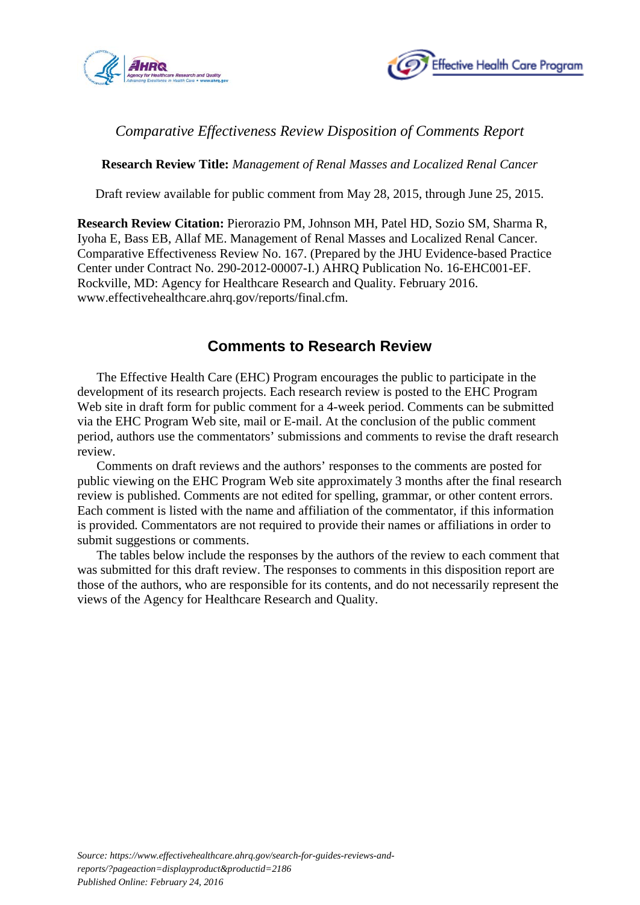*Comparative Effectiveness Review Disposition of Comments Report*

**Research Review Title:** *Management of Renal Masses and Localized Renal Cancer*

Draft review available for public comment from May 28, 2015, through June 25, 2015.

**Research Review Citation:** Pierorazio PM, Johnson MH, Patel HD, Sozio SM, Sharma R, Iyoha E, Bass EB, Allaf ME. Management of Renal Masses and Localized Renal Cancer. Comparative Effectiveness Review No. 167. (Prepared by the JHU Evidence-based Practice Center under Contract No. 290-2012-00007-I.) AHRQ Publication No. 16-EHC001-EF. Rockville, MD: Agency for Healthcare Research and Quality. February 2016. www.effectivehealthcare.ahrq.gov/reports/final.cfm.

## Comments to Research Review

The Effective Health Care (EHC) Program encourages the public to participate in the development of its research projects. Each research review is posted to the EHC Program Web site in draft form for public comment for a 4-week period. Comments can be submitted via the EHC Program Web site, mail or E-mail. At the conclusion of the public comment period, authors use the commentators' submissions and comments to revise the draft research review.

Comments on draft reviews and the authors' responses to the comments are posted for public viewing on the EHC Program Web site approximately 3 months after the final research review is published. Comments are not edited for spelling, grammar, or other content errors. Each comment is listed with the name and affiliation of the commentator, if this information is provided. Commentators are not required to provide their names or affiliations in order to submit suggestions or comments.

The tables below include the responses by the authors of the review to each comment that was submitted for this draft review. The responses to comments in this disposition report are those of the authors, who are responsible for its contents, and do not necessarily represent the views of the Agency for Healthcare Research and Quality.

*Source: https://www.effectivehealthcare.ahrq.gov/search-for-guides-reviews-and-reports/?pageaction=displayproduct&productid=2186*
*Published Online: February 24, 2016*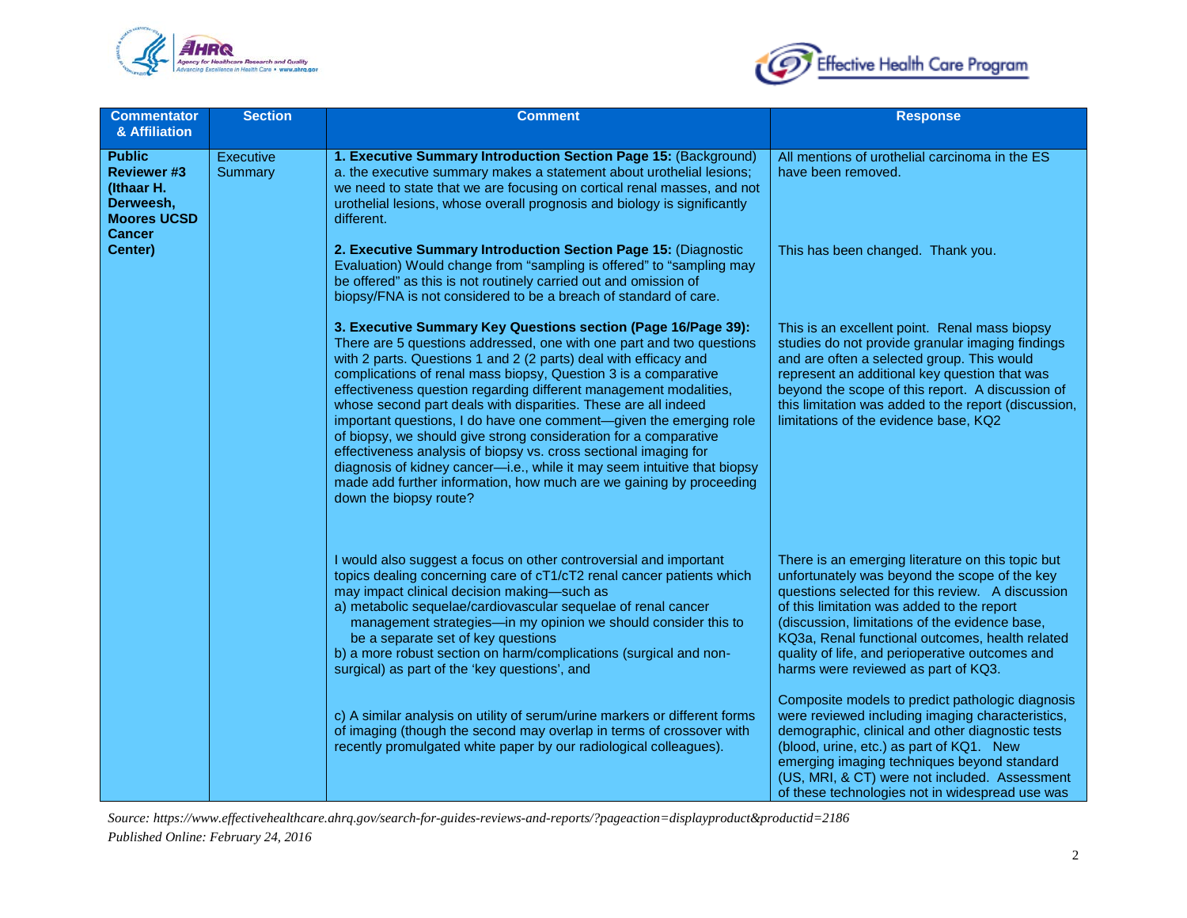| Commentator & Affiliation | Section | Comment | Response |
|---|---|---|---|
| **Public Reviewer #3 (Ithaar H. Derweesh, Moores UCSD Cancer Center)** | Executive Summary | **1. Executive Summary Introduction Section Page 15:** (Background) a. the executive summary makes a statement about urothelial lesions; we need to state that we are focusing on cortical renal masses, and not urothelial lesions, whose overall prognosis and biology is significantly different. | All mentions of urothelial carcinoma in the ES have been removed. |
| | | **2. Executive Summary Introduction Section Page 15:** (Diagnostic Evaluation) Would change from "sampling is offered" to "sampling may be offered" as this is not routinely carried out and omission of biopsy/FNA is not considered to be a breach of standard of care. | This has been changed. Thank you. |
| | | **3. Executive Summary Key Questions section (Page 16/Page 39):** There are 5 questions addressed, one with one part and two questions with 2 parts. Questions 1 and 2 (2 parts) deal with efficacy and complications of renal mass biopsy, Question 3 is a comparative effectiveness question regarding different management modalities, whose second part deals with disparities. These are all indeed important questions, I do have one comment—given the emerging role of biopsy, we should give strong consideration for a comparative effectiveness analysis of biopsy vs. cross sectional imaging for diagnosis of kidney cancer—i.e., while it may seem intuitive that biopsy made add further information, how much are we gaining by proceeding down the biopsy route? | This is an excellent point. Renal mass biopsy studies do not provide granular imaging findings and are often a selected group. This would represent an additional key question that was beyond the scope of this report. A discussion of this limitation was added to the report (discussion, limitations of the evidence base, KQ2 |
| | | I would also suggest a focus on other controversial and important topics dealing concerning care of cT1/cT2 renal cancer patients which may impact clinical decision making—such as<br>a) metabolic sequelae/cardiovascular sequelae of renal cancer management strategies—in my opinion we should consider this to be a separate set of key questions<br>b) a more robust section on harm/complications (surgical and non-surgical) as part of the 'key questions', and | There is an emerging literature on this topic but unfortunately was beyond the scope of the key questions selected for this review. A discussion of this limitation was added to the report (discussion, limitations of the evidence base, KQ3a, Renal functional outcomes, health related quality of life, and perioperative outcomes and harms were reviewed as part of KQ3. |
| | | c) A similar analysis on utility of serum/urine markers or different forms of imaging (though the second may overlap in terms of crossover with recently promulgated white paper by our radiological colleagues). | Composite models to predict pathologic diagnosis were reviewed including imaging characteristics, demographic, clinical and other diagnostic tests (blood, urine, etc.) as part of KQ1. New emerging imaging techniques beyond standard (US, MRI, & CT) were not included. Assessment of these technologies not in widespread use was |

*Source: https://www.effectivehealthcare.ahrq.gov/search-for-guides-reviews-and-reports/?pageaction=displayproduct&productid=2186*
*Published Online: February 24, 2016*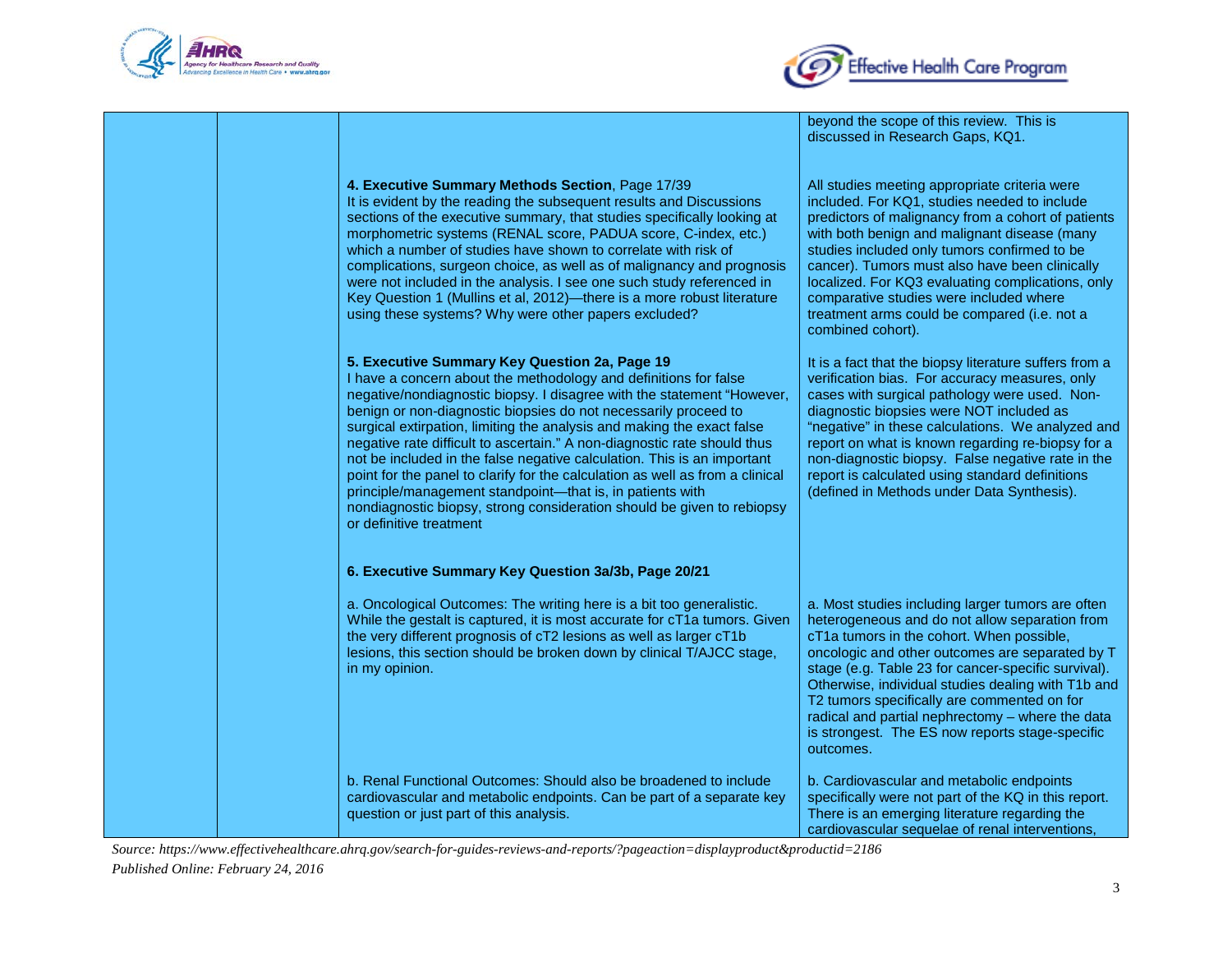| | | | |
|---|---|---|---|
| | | | beyond the scope of this review. This is discussed in Research Gaps, KQ1. |
| | | **4. Executive Summary Methods Section**, Page 17/39<br>It is evident by the reading the subsequent results and Discussions sections of the executive summary, that studies specifically looking at morphometric systems (RENAL score, PADUA score, C-index, etc.) which a number of studies have shown to correlate with risk of complications, surgeon choice, as well as of malignancy and prognosis were not included in the analysis. I see one such study referenced in Key Question 1 (Mullins et al, 2012)—there is a more robust literature using these systems? Why were other papers excluded? | All studies meeting appropriate criteria were included. For KQ1, studies needed to include predictors of malignancy from a cohort of patients with both benign and malignant disease (many studies included only tumors confirmed to be cancer). Tumors must also have been clinically localized. For KQ3 evaluating complications, only comparative studies were included where treatment arms could be compared (i.e. not a combined cohort). |
| | | **5. Executive Summary Key Question 2a, Page 19**<br>I have a concern about the methodology and definitions for false negative/nondiagnostic biopsy. I disagree with the statement "However, benign or non-diagnostic biopsies do not necessarily proceed to surgical extirpation, limiting the analysis and making the exact false negative rate difficult to ascertain." A non-diagnostic rate should thus not be included in the false negative calculation. This is an important point for the panel to clarify for the calculation as well as from a clinical principle/management standpoint—that is, in patients with nondiagnostic biopsy, strong consideration should be given to rebiopsy or definitive treatment | It is a fact that the biopsy literature suffers from a verification bias. For accuracy measures, only cases with surgical pathology were used. Non-diagnostic biopsies were NOT included as "negative" in these calculations. We analyzed and report on what is known regarding re-biopsy for a non-diagnostic biopsy. False negative rate in the report is calculated using standard definitions (defined in Methods under Data Synthesis). |
| | | **6. Executive Summary Key Question 3a/3b, Page 20/21** | |
| | | a. Oncological Outcomes: The writing here is a bit too generalistic. While the gestalt is captured, it is most accurate for cT1a tumors. Given the very different prognosis of cT2 lesions as well as larger cT1b lesions, this section should be broken down by clinical T/AJCC stage, in my opinion. | a. Most studies including larger tumors are often heterogeneous and do not allow separation from cT1a tumors in the cohort. When possible, oncologic and other outcomes are separated by T stage (e.g. Table 23 for cancer-specific survival). Otherwise, individual studies dealing with T1b and T2 tumors specifically are commented on for radical and partial nephrectomy – where the data is strongest. The ES now reports stage-specific outcomes. |
| | | b. Renal Functional Outcomes: Should also be broadened to include cardiovascular and metabolic endpoints. Can be part of a separate key question or just part of this analysis. | b. Cardiovascular and metabolic endpoints specifically were not part of the KQ in this report. There is an emerging literature regarding the cardiovascular sequelae of renal interventions, |

*Source: https://www.effectivehealthcare.ahrq.gov/search-for-guides-reviews-and-reports/?pageaction=displayproduct&productid=2186*
*Published Online: February 24, 2016*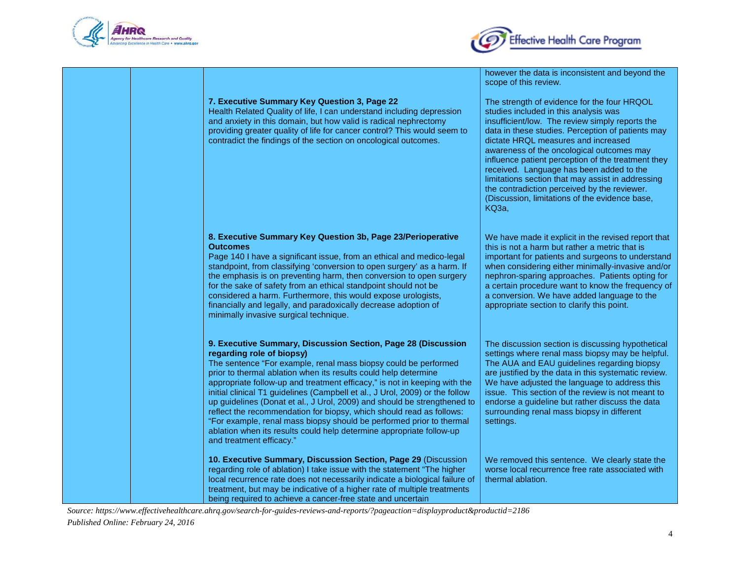|  |  |  |  |
|---|---|---|---|
|  |  |  | however the data is inconsistent and beyond the scope of this review. |
|  |  | **7. Executive Summary Key Question 3, Page 22** Health Related Quality of life, I can understand including depression and anxiety in this domain, but how valid is radical nephrectomy providing greater quality of life for cancer control? This would seem to contradict the findings of the section on oncological outcomes. | The strength of evidence for the four HRQOL studies included in this analysis was insufficient/low. The review simply reports the data in these studies. Perception of patients may dictate HRQL measures and increased awareness of the oncological outcomes may influence patient perception of the treatment they received. Language has been added to the limitations section that may assist in addressing the contradiction perceived by the reviewer. (Discussion, limitations of the evidence base, KQ3a, |
|  |  | **8. Executive Summary Key Question 3b, Page 23/Perioperative Outcomes** Page 140 I have a significant issue, from an ethical and medico-legal standpoint, from classifying 'conversion to open surgery' as a harm. If the emphasis is on preventing harm, then conversion to open surgery for the sake of safety from an ethical standpoint should not be considered a harm. Furthermore, this would expose urologists, financially and legally, and paradoxically decrease adoption of minimally invasive surgical technique. | We have made it explicit in the revised report that this is not a harm but rather a metric that is important for patients and surgeons to understand when considering either minimally-invasive and/or nephron-sparing approaches. Patients opting for a certain procedure want to know the frequency of a conversion. We have added language to the appropriate section to clarify this point. |
|  |  | **9. Executive Summary, Discussion Section, Page 28 (Discussion regarding role of biopsy)** The sentence "For example, renal mass biopsy could be performed prior to thermal ablation when its results could help determine appropriate follow-up and treatment efficacy," is not in keeping with the initial clinical T1 guidelines (Campbell et al., J Urol, 2009) or the follow up guidelines (Donat et al., J Urol, 2009) and should be strengthened to reflect the recommendation for biopsy, which should read as follows: "For example, renal mass biopsy should be performed prior to thermal ablation when its results could help determine appropriate follow-up and treatment efficacy." | The discussion section is discussing hypothetical settings where renal mass biopsy may be helpful. The AUA and EAU guidelines regarding biopsy are justified by the data in this systematic review. We have adjusted the language to address this issue. This section of the review is not meant to endorse a guideline but rather discuss the data surrounding renal mass biopsy in different settings. |
|  |  | **10. Executive Summary, Discussion Section, Page 29** (Discussion regarding role of ablation) I take issue with the statement "The higher local recurrence rate does not necessarily indicate a biological failure of treatment, but may be indicative of a higher rate of multiple treatments being required to achieve a cancer-free state and uncertain | We removed this sentence. We clearly state the worse local recurrence free rate associated with thermal ablation. |

*Source: https://www.effectivehealthcare.ahrq.gov/search-for-guides-reviews-and-reports/?pageaction=displayproduct&productid=2186*

*Published Online: February 24, 2016*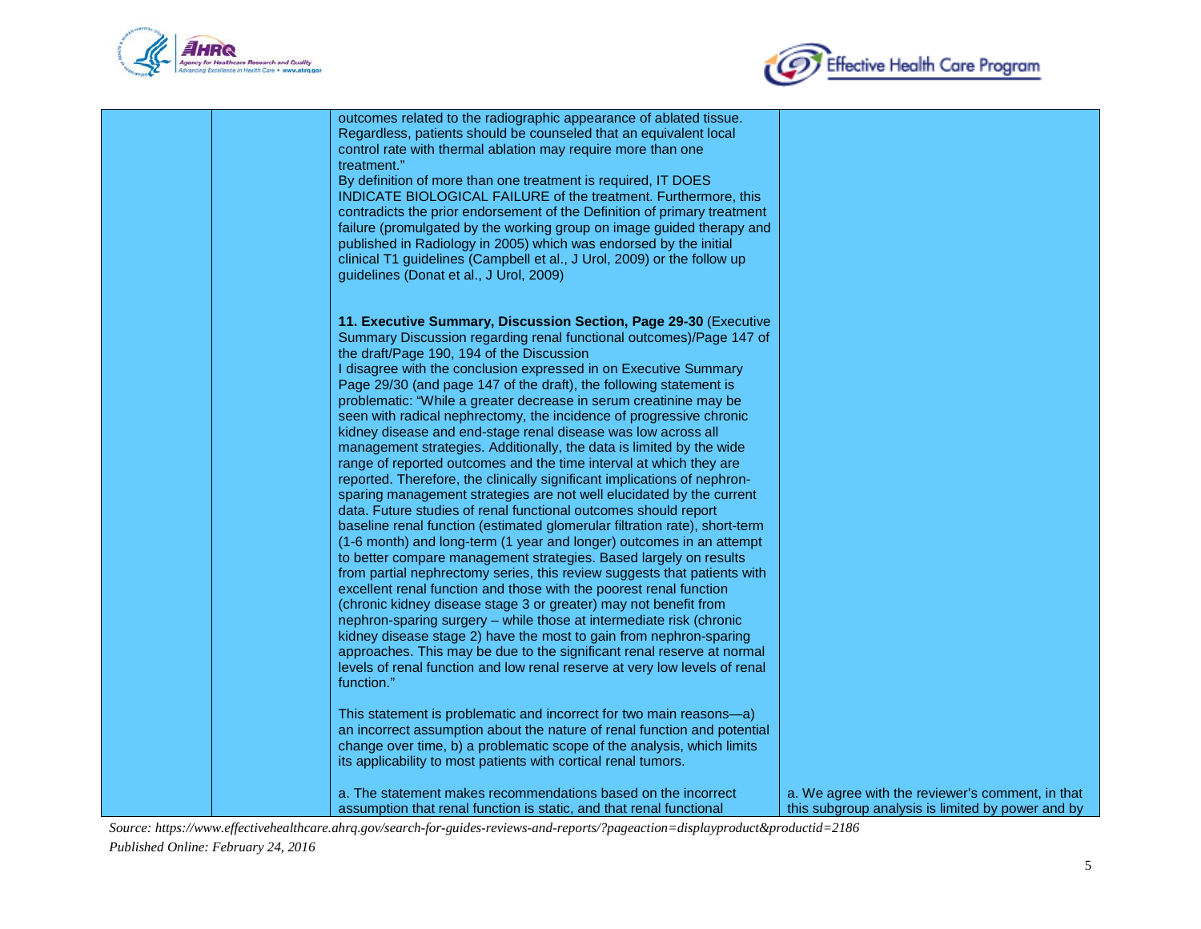| | | | |
|---|---|---|---|
| | | outcomes related to the radiographic appearance of ablated tissue. Regardless, patients should be counseled that an equivalent local control rate with thermal ablation may require more than one treatment."<br>By definition of more than one treatment is required, IT DOES INDICATE BIOLOGICAL FAILURE of the treatment. Furthermore, this contradicts the prior endorsement of the Definition of primary treatment failure (promulgated by the working group on image guided therapy and published in Radiology in 2005) which was endorsed by the initial clinical T1 guidelines (Campbell et al., J Urol, 2009) or the follow up guidelines (Donat et al., J Urol, 2009)<br><br>**11. Executive Summary, Discussion Section, Page 29-30** (Executive Summary Discussion regarding renal functional outcomes)/Page 147 of the draft/Page 190, 194 of the Discussion<br>I disagree with the conclusion expressed in on Executive Summary Page 29/30 (and page 147 of the draft), the following statement is problematic: "While a greater decrease in serum creatinine may be seen with radical nephrectomy, the incidence of progressive chronic kidney disease and end-stage renal disease was low across all management strategies. Additionally, the data is limited by the wide range of reported outcomes and the time interval at which they are reported. Therefore, the clinically significant implications of nephron-sparing management strategies are not well elucidated by the current data. Future studies of renal functional outcomes should report baseline renal function (estimated glomerular filtration rate), short-term (1-6 month) and long-term (1 year and longer) outcomes in an attempt to better compare management strategies. Based largely on results from partial nephrectomy series, this review suggests that patients with excellent renal function and those with the poorest renal function (chronic kidney disease stage 3 or greater) may not benefit from nephron-sparing surgery – while those at intermediate risk (chronic kidney disease stage 2) have the most to gain from nephron-sparing approaches. This may be due to the significant renal reserve at normal levels of renal function and low renal reserve at very low levels of renal function."<br><br>This statement is problematic and incorrect for two main reasons—a) an incorrect assumption about the nature of renal function and potential change over time, b) a problematic scope of the analysis, which limits its applicability to most patients with cortical renal tumors.<br><br>a. The statement makes recommendations based on the incorrect assumption that renal function is static, and that renal functional | a. We agree with the reviewer's comment, in that this subgroup analysis is limited by power and by |

*Source: https://www.effectivehealthcare.ahrq.gov/search-for-guides-reviews-and-reports/?pageaction=displayproduct&productid=2186*
*Published Online: February 24, 2016*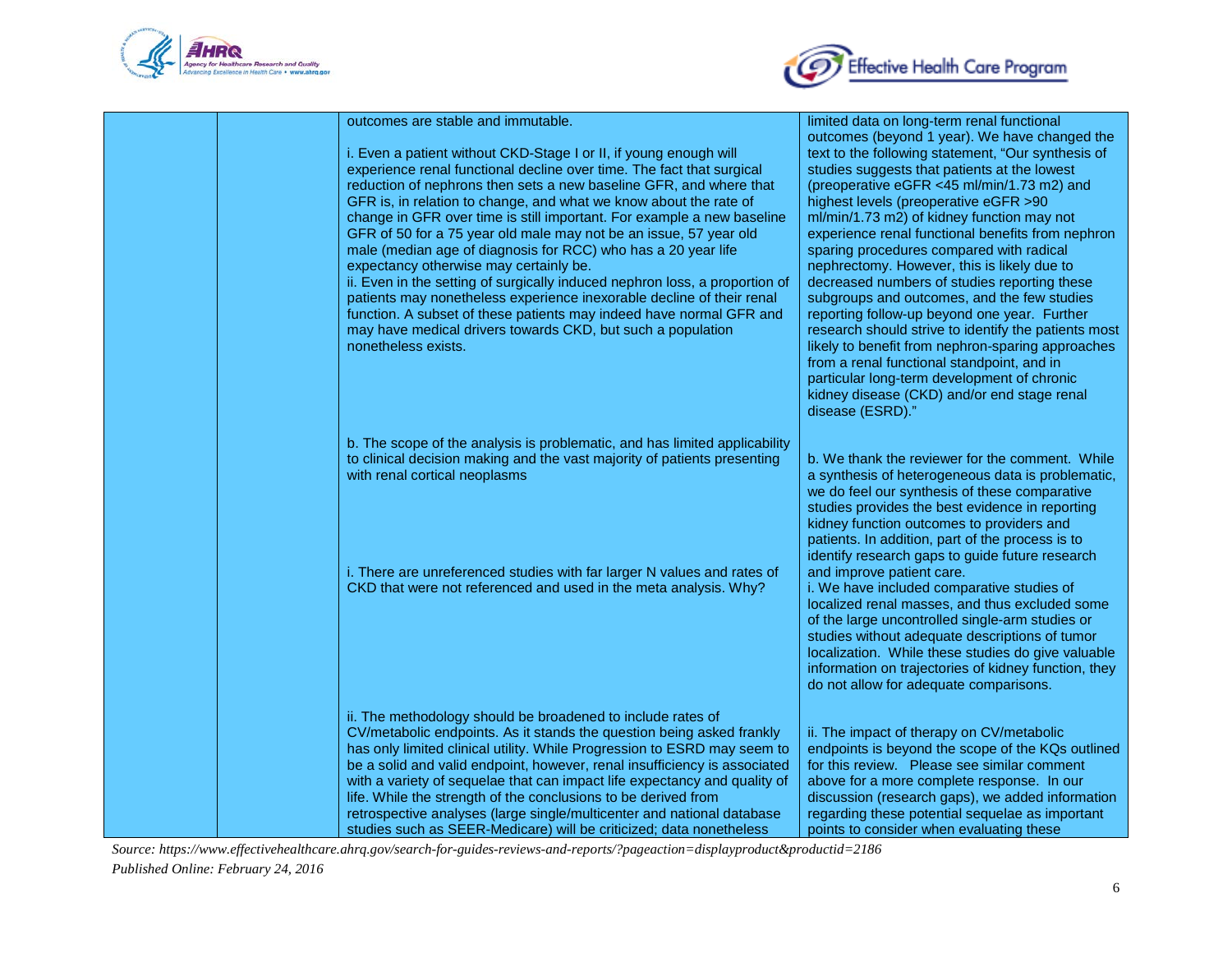| | | | |
|---|---|---|---|
| | | outcomes are stable and immutable.<br><br>i. Even a patient without CKD-Stage I or II, if young enough will experience renal functional decline over time. The fact that surgical reduction of nephrons then sets a new baseline GFR, and where that GFR is, in relation to change, and what we know about the rate of change in GFR over time is still important. For example a new baseline GFR of 50 for a 75 year old male may not be an issue, 57 year old male (median age of diagnosis for RCC) who has a 20 year life expectancy otherwise may certainly be.<br>ii. Even in the setting of surgically induced nephron loss, a proportion of patients may nonetheless experience inexorable decline of their renal function. A subset of these patients may indeed have normal GFR and may have medical drivers towards CKD, but such a population nonetheless exists. | limited data on long-term renal functional outcomes (beyond 1 year). We have changed the text to the following statement, "Our synthesis of studies suggests that patients at the lowest (preoperative eGFR <45 ml/min/1.73 m2) and highest levels (preoperative eGFR >90 ml/min/1.73 m2) of kidney function may not experience renal functional benefits from nephron sparing procedures compared with radical nephrectomy. However, this is likely due to decreased numbers of studies reporting these subgroups and outcomes, and the few studies reporting follow-up beyond one year. Further research should strive to identify the patients most likely to benefit from nephron-sparing approaches from a renal functional standpoint, and in particular long-term development of chronic kidney disease (CKD) and/or end stage renal disease (ESRD)." |
| | | b. The scope of the analysis is problematic, and has limited applicability to clinical decision making and the vast majority of patients presenting with renal cortical neoplasms | b. We thank the reviewer for the comment. While a synthesis of heterogeneous data is problematic, we do feel our synthesis of these comparative studies provides the best evidence in reporting kidney function outcomes to providers and patients. In addition, part of the process is to identify research gaps to guide future research and improve patient care. |
| | | i. There are unreferenced studies with far larger N values and rates of CKD that were not referenced and used in the meta analysis. Why? | i. We have included comparative studies of localized renal masses, and thus excluded some of the large uncontrolled single-arm studies or studies without adequate descriptions of tumor localization. While these studies do give valuable information on trajectories of kidney function, they do not allow for adequate comparisons. |
| | | ii. The methodology should be broadened to include rates of CV/metabolic endpoints. As it stands the question being asked frankly has only limited clinical utility. While Progression to ESRD may seem to be a solid and valid endpoint, however, renal insufficiency is associated with a variety of sequelae that can impact life expectancy and quality of life. While the strength of the conclusions to be derived from retrospective analyses (large single/multicenter and national database studies such as SEER-Medicare) will be criticized; data nonetheless | ii. The impact of therapy on CV/metabolic endpoints is beyond the scope of the KQs outlined for this review. Please see similar comment above for a more complete response. In our discussion (research gaps), we added information regarding these potential sequelae as important points to consider when evaluating these |

*Source: https://www.effectivehealthcare.ahrq.gov/search-for-guides-reviews-and-reports/?pageaction=displayproduct&productid=2186*
*Published Online: February 24, 2016*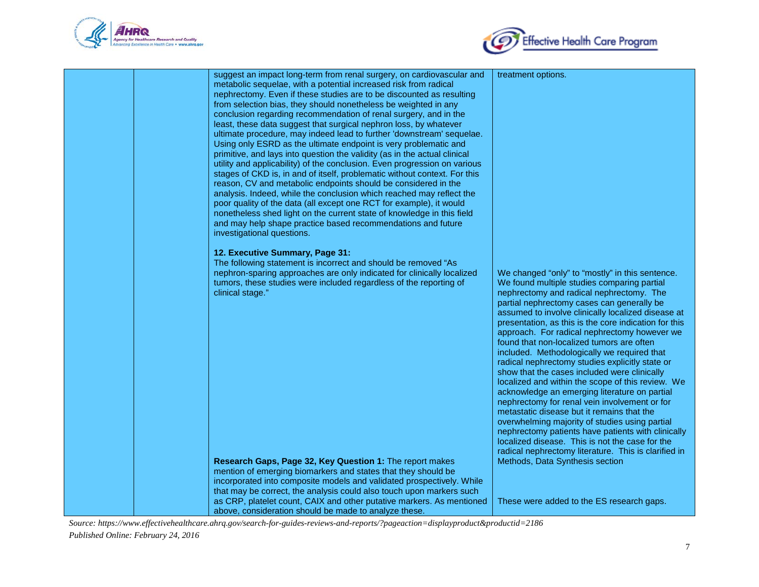| | | | |
|---|---|---|---|
| | | suggest an impact long-term from renal surgery, on cardiovascular and metabolic sequelae, with a potential increased risk from radical nephrectomy. Even if these studies are to be discounted as resulting from selection bias, they should nonetheless be weighted in any conclusion regarding recommendation of renal surgery, and in the least, these data suggest that surgical nephron loss, by whatever ultimate procedure, may indeed lead to further 'downstream' sequelae. Using only ESRD as the ultimate endpoint is very problematic and primitive, and lays into question the validity (as in the actual clinical utility and applicability) of the conclusion. Even progression on various stages of CKD is, in and of itself, problematic without context. For this reason, CV and metabolic endpoints should be considered in the analysis. Indeed, while the conclusion which reached may reflect the poor quality of the data (all except one RCT for example), it would nonetheless shed light on the current state of knowledge in this field and may help shape practice based recommendations and future investigational questions. | treatment options. |
| | | **12. Executive Summary, Page 31:** The following statement is incorrect and should be removed "As nephron-sparing approaches are only indicated for clinically localized tumors, these studies were included regardless of the reporting of clinical stage." | We changed "only" to "mostly" in this sentence. We found multiple studies comparing partial nephrectomy and radical nephrectomy. The partial nephrectomy cases can generally be assumed to involve clinically localized disease at presentation, as this is the core indication for this approach. For radical nephrectomy however we found that non-localized tumors are often included. Methodologically we required that radical nephrectomy studies explicitly state or show that the cases included were clinically localized and within the scope of this review. We acknowledge an emerging literature on partial nephrectomy for renal vein involvement or for metastatic disease but it remains that the overwhelming majority of studies using partial nephrectomy patients have patients with clinically localized disease. This is not the case for the radical nephrectomy literature. This is clarified in Methods, Data Synthesis section |
| | | **Research Gaps, Page 32, Key Question 1:** The report makes mention of emerging biomarkers and states that they should be incorporated into composite models and validated prospectively. While that may be correct, the analysis could also touch upon markers such as CRP, platelet count, CAIX and other putative markers. As mentioned above, consideration should be made to analyze these. | These were added to the ES research gaps. |

*Source: https://www.effectivehealthcare.ahrq.gov/search-for-guides-reviews-and-reports/?pageaction=displayproduct&productid=2186*
*Published Online: February 24, 2016*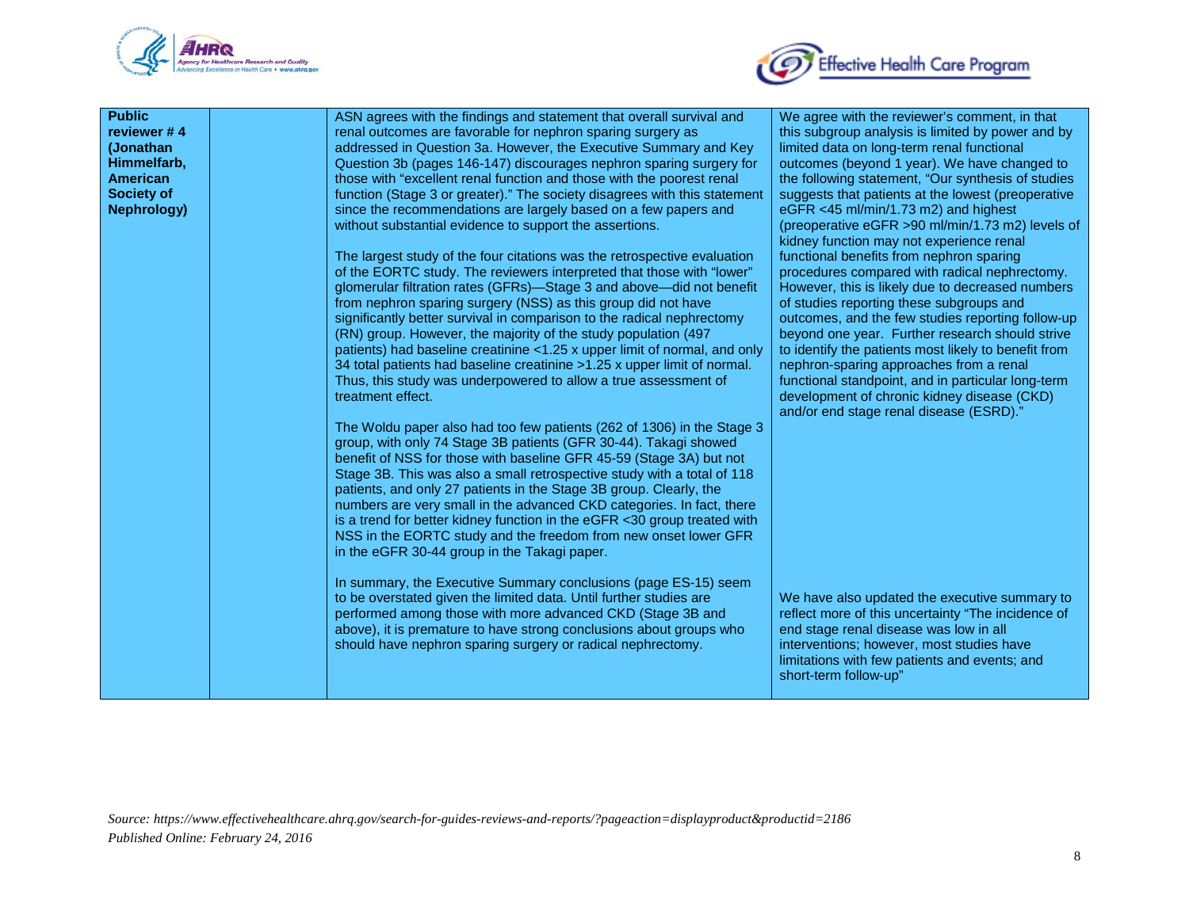| Public reviewer # 4 (Jonathan Himmelfarb, American Society of Nephrology) | | ASN agrees with the findings and statement that overall survival and renal outcomes are favorable for nephron sparing surgery as addressed in Question 3a. However, the Executive Summary and Key Question 3b (pages 146-147) discourages nephron sparing surgery for those with "excellent renal function and those with the poorest renal function (Stage 3 or greater)." The society disagrees with this statement since the recommendations are largely based on a few papers and without substantial evidence to support the assertions.<br><br>The largest study of the four citations was the retrospective evaluation of the EORTC study. The reviewers interpreted that those with "lower" glomerular filtration rates (GFRs)—Stage 3 and above—did not benefit from nephron sparing surgery (NSS) as this group did not have significantly better survival in comparison to the radical nephrectomy (RN) group. However, the majority of the study population (497 patients) had baseline creatinine <1.25 x upper limit of normal, and only 34 total patients had baseline creatinine >1.25 x upper limit of normal. Thus, this study was underpowered to allow a true assessment of treatment effect.<br><br>The Woldu paper also had too few patients (262 of 1306) in the Stage 3 group, with only 74 Stage 3B patients (GFR 30-44). Takagi showed benefit of NSS for those with baseline GFR 45-59 (Stage 3A) but not Stage 3B. This was also a small retrospective study with a total of 118 patients, and only 27 patients in the Stage 3B group. Clearly, the numbers are very small in the advanced CKD categories. In fact, there is a trend for better kidney function in the eGFR <30 group treated with NSS in the EORTC study and the freedom from new onset lower GFR in the eGFR 30-44 group in the Takagi paper.<br><br>In summary, the Executive Summary conclusions (page ES-15) seem to be overstated given the limited data. Until further studies are performed among those with more advanced CKD (Stage 3B and above), it is premature to have strong conclusions about groups who should have nephron sparing surgery or radical nephrectomy. | We agree with the reviewer's comment, in that this subgroup analysis is limited by power and by limited data on long-term renal functional outcomes (beyond 1 year). We have changed to the following statement, "Our synthesis of studies suggests that patients at the lowest (preoperative eGFR <45 ml/min/1.73 m2) and highest (preoperative eGFR >90 ml/min/1.73 m2) levels of kidney function may not experience renal functional benefits from nephron sparing procedures compared with radical nephrectomy. However, this is likely due to decreased numbers of studies reporting these subgroups and outcomes, and the few studies reporting follow-up beyond one year. Further research should strive to identify the patients most likely to benefit from nephron-sparing approaches from a renal functional standpoint, and in particular long-term development of chronic kidney disease (CKD) and/or end stage renal disease (ESRD)."<br><br>We have also updated the executive summary to reflect more of this uncertainty "The incidence of end stage renal disease was low in all interventions; however, most studies have limitations with few patients and events; and short-term follow-up" |
|---|---|---|---|

*Source: https://www.effectivehealthcare.ahrq.gov/search-for-guides-reviews-and-reports/?pageaction=displayproduct&productid=2186*
*Published Online: February 24, 2016*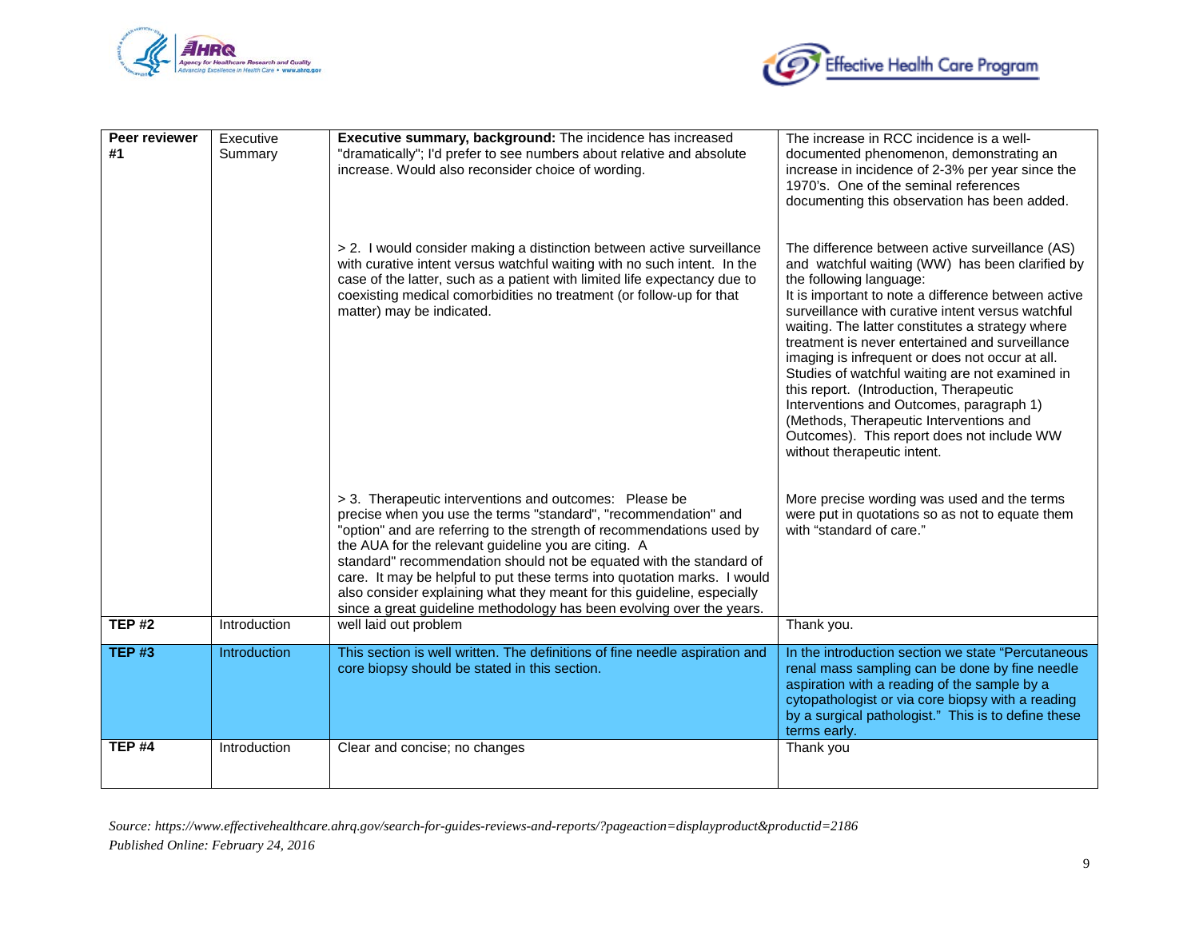| Peer reviewer #1 | Executive Summary | **Executive summary, background:** The incidence has increased "dramatically"; I'd prefer to see numbers about relative and absolute increase. Would also reconsider choice of wording. | The increase in RCC incidence is a well-documented phenomenon, demonstrating an increase in incidence of 2-3% per year since the 1970's. One of the seminal references documenting this observation has been added. |
|---|---|---|---|
| | | > 2. I would consider making a distinction between active surveillance with curative intent versus watchful waiting with no such intent. In the case of the latter, such as a patient with limited life expectancy due to coexisting medical comorbidities no treatment (or follow-up for that matter) may be indicated. | The difference between active surveillance (AS) and watchful waiting (WW) has been clarified by the following language: It is important to note a difference between active surveillance with curative intent versus watchful waiting. The latter constitutes a strategy where treatment is never entertained and surveillance imaging is infrequent or does not occur at all. Studies of watchful waiting are not examined in this report. (Introduction, Therapeutic Interventions and Outcomes, paragraph 1) (Methods, Therapeutic Interventions and Outcomes). This report does not include WW without therapeutic intent. |
| | | > 3. Therapeutic interventions and outcomes: Please be precise when you use the terms "standard", "recommendation" and "option" and are referring to the strength of recommendations used by the AUA for the relevant guideline you are citing. A standard" recommendation should not be equated with the standard of care. It may be helpful to put these terms into quotation marks. I would also consider explaining what they meant for this guideline, especially since a great guideline methodology has been evolving over the years. | More precise wording was used and the terms were put in quotations so as not to equate them with "standard of care." |
| **TEP #2** | Introduction | well laid out problem | Thank you. |
| **TEP #3** | Introduction | This section is well written. The definitions of fine needle aspiration and core biopsy should be stated in this section. | In the introduction section we state "Percutaneous renal mass sampling can be done by fine needle aspiration with a reading of the sample by a cytopathologist or via core biopsy with a reading by a surgical pathologist." This is to define these terms early. |
| **TEP #4** | Introduction | Clear and concise; no changes | Thank you |

*Source: https://www.effectivehealthcare.ahrq.gov/search-for-guides-reviews-and-reports/?pageaction=displayproduct&productid=2186*
*Published Online: February 24, 2016*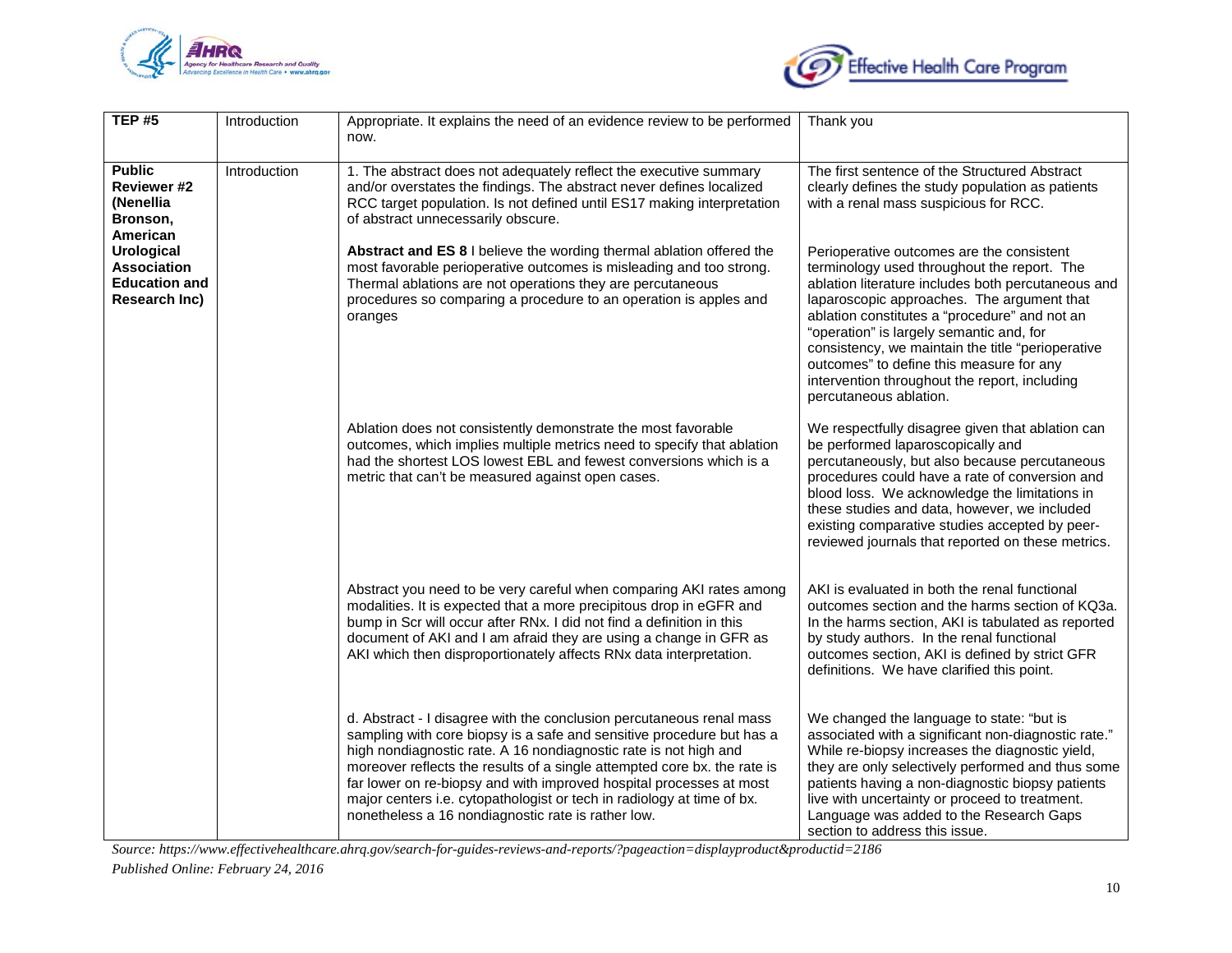| | | | |
|---|---|---|---|
| **TEP #5** | Introduction | Appropriate. It explains the need of an evidence review to be performed now. | Thank you |
| **Public Reviewer #2 (Nenellia Bronson, American Urological Association Education and Research Inc)** | Introduction | 1. The abstract does not adequately reflect the executive summary and/or overstates the findings. The abstract never defines localized RCC target population. Is not defined until ES17 making interpretation of abstract unnecessarily obscure. | The first sentence of the Structured Abstract clearly defines the study population as patients with a renal mass suspicious for RCC. |
| | | **Abstract and ES 8** I believe the wording thermal ablation offered the most favorable perioperative outcomes is misleading and too strong. Thermal ablations are not operations they are percutaneous procedures so comparing a procedure to an operation is apples and oranges | Perioperative outcomes are the consistent terminology used throughout the report. The ablation literature includes both percutaneous and laparoscopic approaches. The argument that ablation constitutes a "procedure" and not an "operation" is largely semantic and, for consistency, we maintain the title "perioperative outcomes" to define this measure for any intervention throughout the report, including percutaneous ablation. |
| | | Ablation does not consistently demonstrate the most favorable outcomes, which implies multiple metrics need to specify that ablation had the shortest LOS lowest EBL and fewest conversions which is a metric that can't be measured against open cases. | We respectfully disagree given that ablation can be performed laparoscopically and percutaneously, but also because percutaneous procedures could have a rate of conversion and blood loss. We acknowledge the limitations in these studies and data, however, we included existing comparative studies accepted by peer-reviewed journals that reported on these metrics. |
| | | Abstract you need to be very careful when comparing AKI rates among modalities. It is expected that a more precipitous drop in eGFR and bump in Scr will occur after RNx. I did not find a definition in this document of AKI and I am afraid they are using a change in GFR as AKI which then disproportionately affects RNx data interpretation. | AKI is evaluated in both the renal functional outcomes section and the harms section of KQ3a. In the harms section, AKI is tabulated as reported by study authors. In the renal functional outcomes section, AKI is defined by strict GFR definitions. We have clarified this point. |
| | | d. Abstract - I disagree with the conclusion percutaneous renal mass sampling with core biopsy is a safe and sensitive procedure but has a high nondiagnostic rate. A 16 nondiagnostic rate is not high and moreover reflects the results of a single attempted core bx. the rate is far lower on re-biopsy and with improved hospital processes at most major centers i.e. cytopathologist or tech in radiology at time of bx. nonetheless a 16 nondiagnostic rate is rather low. | We changed the language to state: "but is associated with a significant non-diagnostic rate." While re-biopsy increases the diagnostic yield, they are only selectively performed and thus some patients having a non-diagnostic biopsy patients live with uncertainty or proceed to treatment. Language was added to the Research Gaps section to address this issue. |

*Source: https://www.effectivehealthcare.ahrq.gov/search-for-guides-reviews-and-reports/?pageaction=displayproduct&productid=2186*
*Published Online: February 24, 2016*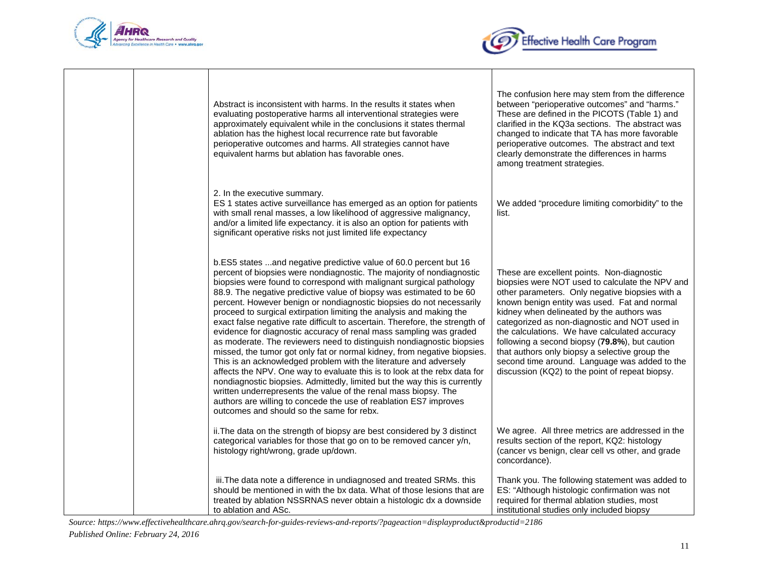| | | | |
|---|---|---|---|
| | | Abstract is inconsistent with harms. In the results it states when evaluating postoperative harms all interventional strategies were approximately equivalent while in the conclusions it states thermal ablation has the highest local recurrence rate but favorable perioperative outcomes and harms. All strategies cannot have equivalent harms but ablation has favorable ones. | The confusion here may stem from the difference between "perioperative outcomes" and "harms." These are defined in the PICOTS (Table 1) and clarified in the KQ3a sections. The abstract was changed to indicate that TA has more favorable perioperative outcomes. The abstract and text clearly demonstrate the differences in harms among treatment strategies. |
| | | 2. In the executive summary.<br>ES 1 states active surveillance has emerged as an option for patients with small renal masses, a low likelihood of aggressive malignancy, and/or a limited life expectancy. it is also an option for patients with significant operative risks not just limited life expectancy | We added "procedure limiting comorbidity" to the list. |
| | | b.ES5 states ...and negative predictive value of 60.0 percent but 16 percent of biopsies were nondiagnostic. The majority of nondiagnostic biopsies were found to correspond with malignant surgical pathology 88.9. The negative predictive value of biopsy was estimated to be 60 percent. However benign or nondiagnostic biopsies do not necessarily proceed to surgical extirpation limiting the analysis and making the exact false negative rate difficult to ascertain. Therefore, the strength of evidence for diagnostic accuracy of renal mass sampling was graded as moderate. The reviewers need to distinguish nondiagnostic biopsies missed, the tumor got only fat or normal kidney, from negative biopsies. This is an acknowledged problem with the literature and adversely affects the NPV. One way to evaluate this is to look at the rebx data for nondiagnostic biopsies. Admittedly, limited but the way this is currently written underrepresents the value of the renal mass biopsy. The authors are willing to concede the use of reablation ES7 improves outcomes and should so the same for rebx. | These are excellent points. Non-diagnostic biopsies were NOT used to calculate the NPV and other parameters. Only negative biopsies with a known benign entity was used. Fat and normal kidney when delineated by the authors was categorized as non-diagnostic and NOT used in the calculations. We have calculated accuracy following a second biopsy (**79.8%**), but caution that authors only biopsy a selective group the second time around. Language was added to the discussion (KQ2) to the point of repeat biopsy. |
| | | ii.The data on the strength of biopsy are best considered by 3 distinct categorical variables for those that go on to be removed cancer y/n, histology right/wrong, grade up/down. | We agree. All three metrics are addressed in the results section of the report, KQ2: histology (cancer vs benign, clear cell vs other, and grade concordance). |
| | | iii.The data note a difference in undiagnosed and treated SRMs. this should be mentioned in with the bx data. What of those lesions that are treated by ablation NSSRNAS never obtain a histologic dx a downside to ablation and ASc. | Thank you. The following statement was added to ES: "Although histologic confirmation was not required for thermal ablation studies, most institutional studies only included biopsy |

*Source: https://www.effectivehealthcare.ahrq.gov/search-for-guides-reviews-and-reports/?pageaction=displayproduct&productid=2186*
*Published Online: February 24, 2016*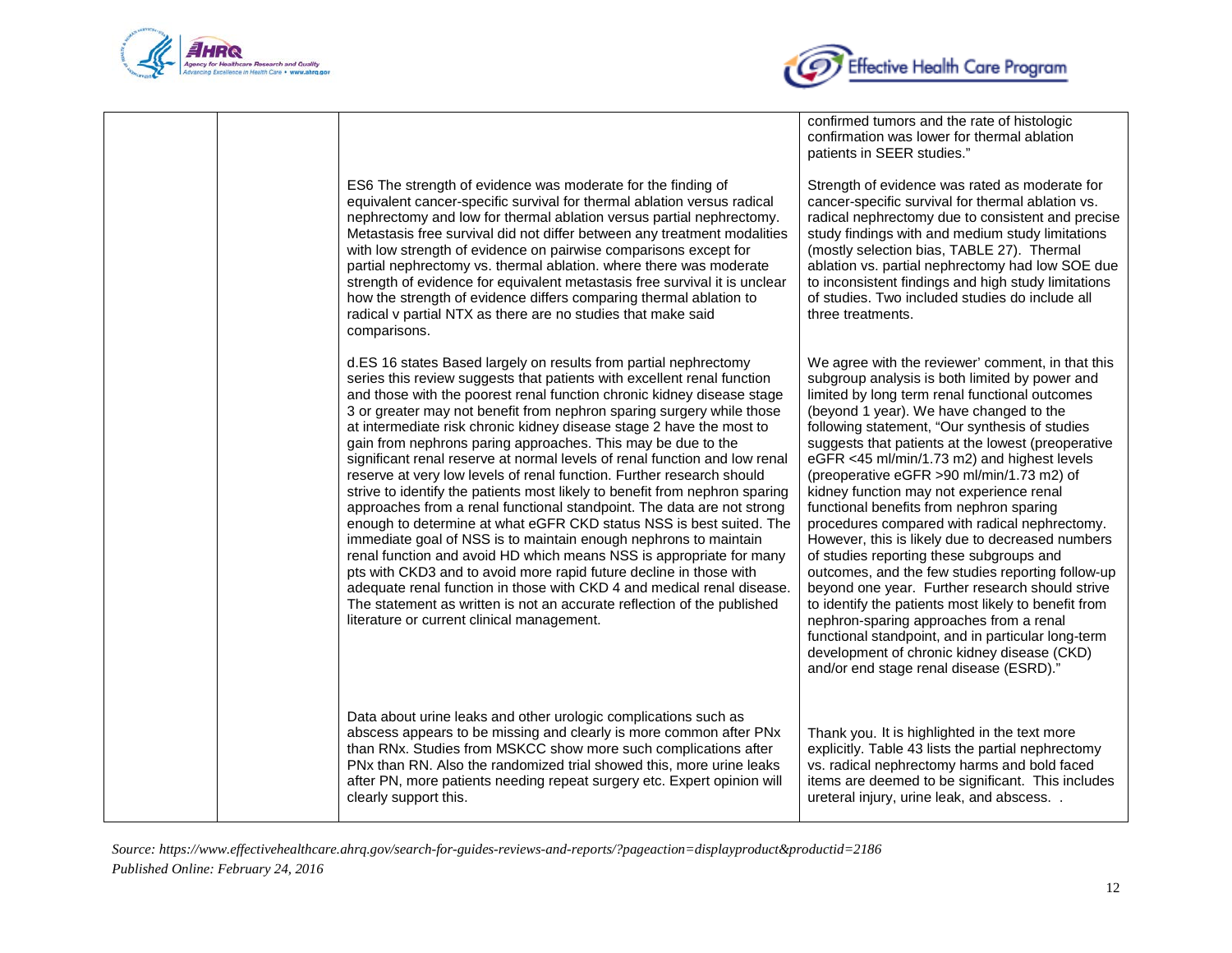| | | | |
|---|---|---|---|
| | | | confirmed tumors and the rate of histologic confirmation was lower for thermal ablation patients in SEER studies." |
| | | ES6 The strength of evidence was moderate for the finding of equivalent cancer-specific survival for thermal ablation versus radical nephrectomy and low for thermal ablation versus partial nephrectomy. Metastasis free survival did not differ between any treatment modalities with low strength of evidence on pairwise comparisons except for partial nephrectomy vs. thermal ablation. where there was moderate strength of evidence for equivalent metastasis free survival it is unclear how the strength of evidence differs comparing thermal ablation to radical v partial NTX as there are no studies that make said comparisons. | Strength of evidence was rated as moderate for cancer-specific survival for thermal ablation vs. radical nephrectomy due to consistent and precise study findings with and medium study limitations (mostly selection bias, TABLE 27). Thermal ablation vs. partial nephrectomy had low SOE due to inconsistent findings and high study limitations of studies. Two included studies do include all three treatments. |
| | | d.ES 16 states Based largely on results from partial nephrectomy series this review suggests that patients with excellent renal function and those with the poorest renal function chronic kidney disease stage 3 or greater may not benefit from nephron sparing surgery while those at intermediate risk chronic kidney disease stage 2 have the most to gain from nephrons paring approaches. This may be due to the significant renal reserve at normal levels of renal function and low renal reserve at very low levels of renal function. Further research should strive to identify the patients most likely to benefit from nephron sparing approaches from a renal functional standpoint. The data are not strong enough to determine at what eGFR CKD status NSS is best suited. The immediate goal of NSS is to maintain enough nephrons to maintain renal function and avoid HD which means NSS is appropriate for many pts with CKD3 and to avoid more rapid future decline in those with adequate renal function in those with CKD 4 and medical renal disease. The statement as written is not an accurate reflection of the published literature or current clinical management. | We agree with the reviewer' comment, in that this subgroup analysis is both limited by power and limited by long term renal functional outcomes (beyond 1 year). We have changed to the following statement, "Our synthesis of studies suggests that patients at the lowest (preoperative eGFR <45 ml/min/1.73 m2) and highest levels (preoperative eGFR >90 ml/min/1.73 m2) of kidney function may not experience renal functional benefits from nephron sparing procedures compared with radical nephrectomy. However, this is likely due to decreased numbers of studies reporting these subgroups and outcomes, and the few studies reporting follow-up beyond one year. Further research should strive to identify the patients most likely to benefit from nephron-sparing approaches from a renal functional standpoint, and in particular long-term development of chronic kidney disease (CKD) and/or end stage renal disease (ESRD)." |
| | | Data about urine leaks and other urologic complications such as abscess appears to be missing and clearly is more common after PNx than RNx. Studies from MSKCC show more such complications after PNx than RN. Also the randomized trial showed this, more urine leaks after PN, more patients needing repeat surgery etc. Expert opinion will clearly support this. | Thank you. It is highlighted in the text more explicitly. Table 43 lists the partial nephrectomy vs. radical nephrectomy harms and bold faced items are deemed to be significant. This includes ureteral injury, urine leak, and abscess. . |

*Source: https://www.effectivehealthcare.ahrq.gov/search-for-guides-reviews-and-reports/?pageaction=displayproduct&productid=2186*
*Published Online: February 24, 2016*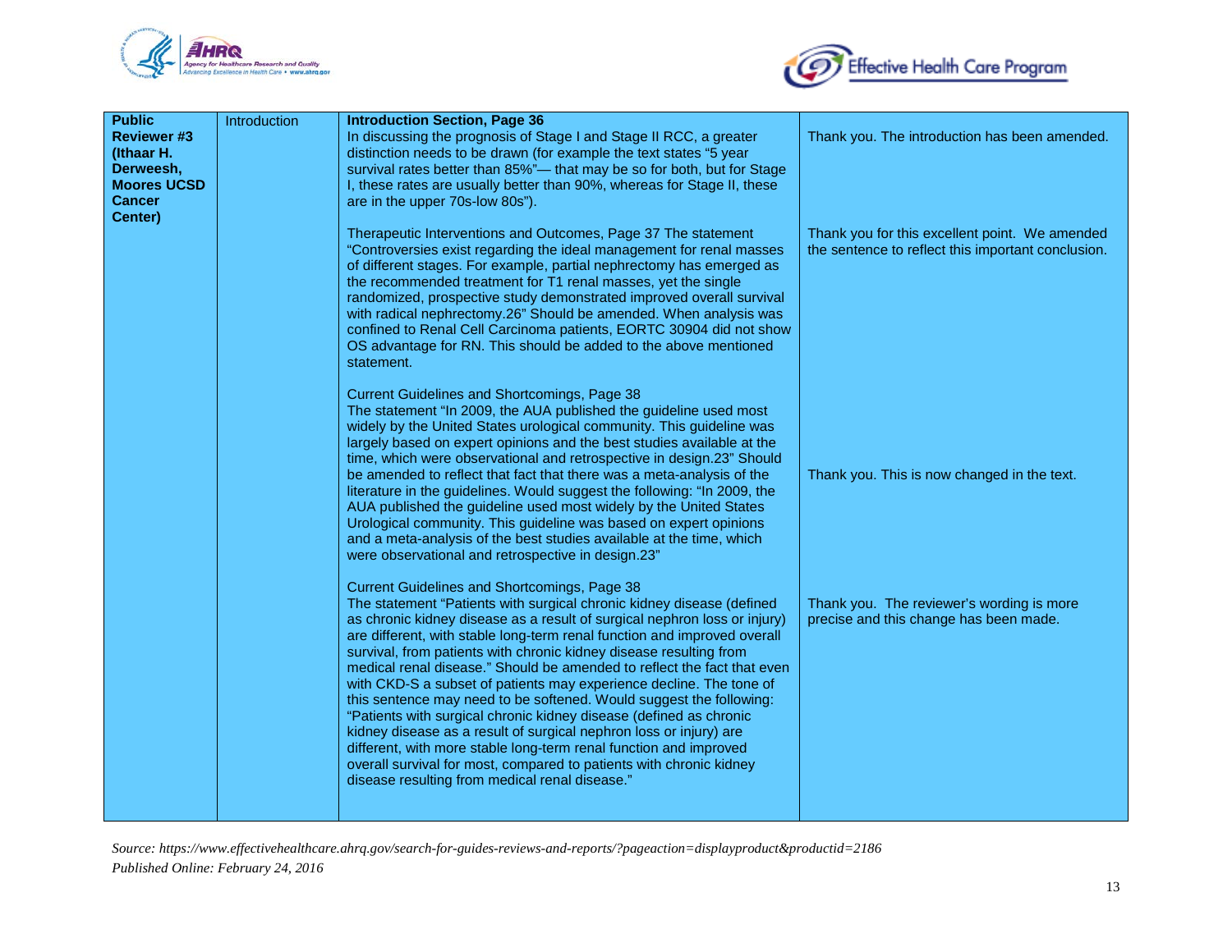| | | | |
|---|---|---|---|
| **Public Reviewer #3 (Ithaar H. Derweesh, Moores UCSD Cancer Center)** | Introduction | **Introduction Section, Page 36**<br>In discussing the prognosis of Stage I and Stage II RCC, a greater distinction needs to be drawn (for example the text states "5 year survival rates better than 85%"— that may be so for both, but for Stage I, these rates are usually better than 90%, whereas for Stage II, these are in the upper 70s-low 80s"). | Thank you. The introduction has been amended. |
| | | Therapeutic Interventions and Outcomes, Page 37 The statement "Controversies exist regarding the ideal management for renal masses of different stages. For example, partial nephrectomy has emerged as the recommended treatment for T1 renal masses, yet the single randomized, prospective study demonstrated improved overall survival with radical nephrectomy.26" Should be amended. When analysis was confined to Renal Cell Carcinoma patients, EORTC 30904 did not show OS advantage for RN. This should be added to the above mentioned statement. | Thank you for this excellent point. We amended the sentence to reflect this important conclusion. |
| | | Current Guidelines and Shortcomings, Page 38<br>The statement "In 2009, the AUA published the guideline used most widely by the United States urological community. This guideline was largely based on expert opinions and the best studies available at the time, which were observational and retrospective in design.23" Should be amended to reflect that fact that there was a meta-analysis of the literature in the guidelines. Would suggest the following: "In 2009, the AUA published the guideline used most widely by the United States Urological community. This guideline was based on expert opinions and a meta-analysis of the best studies available at the time, which were observational and retrospective in design.23" | Thank you. This is now changed in the text. |
| | | Current Guidelines and Shortcomings, Page 38<br>The statement "Patients with surgical chronic kidney disease (defined as chronic kidney disease as a result of surgical nephron loss or injury) are different, with stable long-term renal function and improved overall survival, from patients with chronic kidney disease resulting from medical renal disease." Should be amended to reflect the fact that even with CKD-S a subset of patients may experience decline. The tone of this sentence may need to be softened. Would suggest the following: "Patients with surgical chronic kidney disease (defined as chronic kidney disease as a result of surgical nephron loss or injury) are different, with more stable long-term renal function and improved overall survival for most, compared to patients with chronic kidney disease resulting from medical renal disease." | Thank you. The reviewer's wording is more precise and this change has been made. |

*Source: https://www.effectivehealthcare.ahrq.gov/search-for-guides-reviews-and-reports/?pageaction=displayproduct&productid=2186*
*Published Online: February 24, 2016*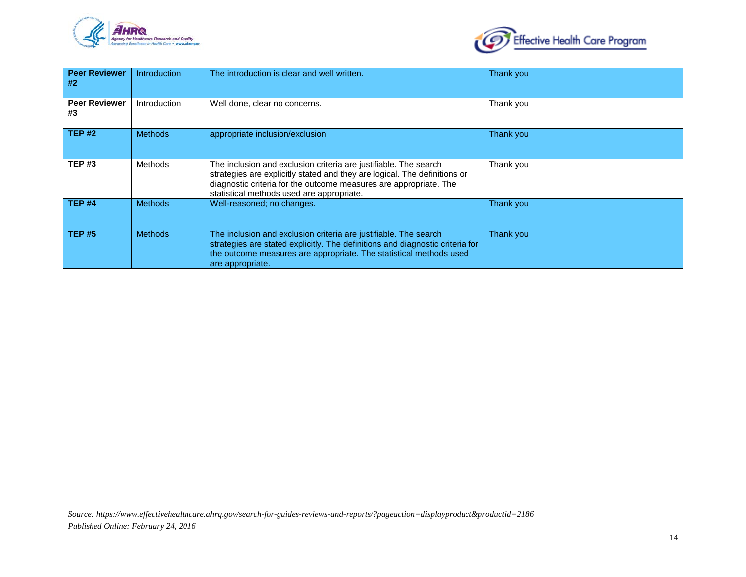| Peer Reviewer #2 | Introduction | The introduction is clear and well written. | Thank you |
|---|---|---|---|
| **Peer Reviewer #3** | Introduction | Well done, clear no concerns. | Thank you |
| **TEP #2** | Methods | appropriate inclusion/exclusion | Thank you |
| **TEP #3** | Methods | The inclusion and exclusion criteria are justifiable. The search strategies are explicitly stated and they are logical. The definitions or diagnostic criteria for the outcome measures are appropriate. The statistical methods used are appropriate. | Thank you |
| **TEP #4** | Methods | Well-reasoned; no changes. | Thank you |
| **TEP #5** | Methods | The inclusion and exclusion criteria are justifiable. The search strategies are stated explicitly. The definitions and diagnostic criteria for the outcome measures are appropriate. The statistical methods used are appropriate. | Thank you |

*Source: https://www.effectivehealthcare.ahrq.gov/search-for-guides-reviews-and-reports/?pageaction=displayproduct&productid=2186*
*Published Online: February 24, 2016*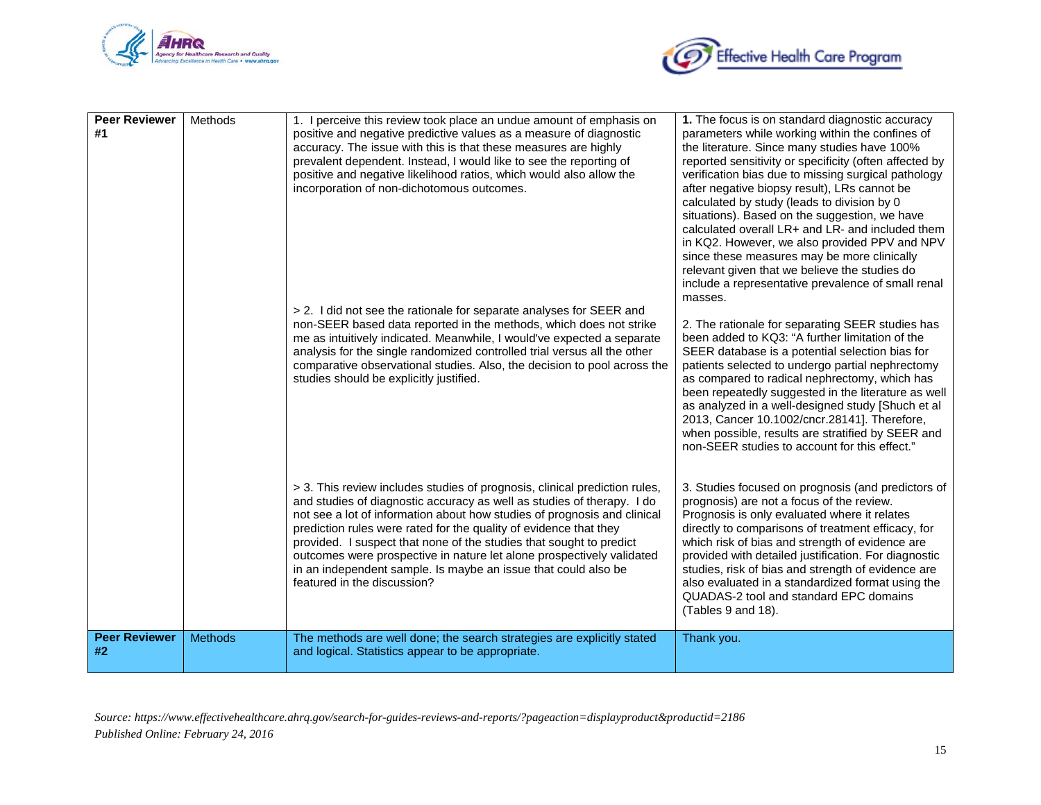| Peer Reviewer #1 | Methods | 1. I perceive this review took place an undue amount of emphasis on positive and negative predictive values as a measure of diagnostic accuracy. The issue with this is that these measures are highly prevalent dependent. Instead, I would like to see the reporting of positive and negative likelihood ratios, which would also allow the incorporation of non-dichotomous outcomes. | **1.** The focus is on standard diagnostic accuracy parameters while working within the confines of the literature. Since many studies have 100% reported sensitivity or specificity (often affected by verification bias due to missing surgical pathology after negative biopsy result), LRs cannot be calculated by study (leads to division by 0 situations). Based on the suggestion, we have calculated overall LR+ and LR- and included them in KQ2. However, we also provided PPV and NPV since these measures may be more clinically relevant given that we believe the studies do include a representative prevalence of small renal masses. |
|---|---|---|---|
| | | > 2. I did not see the rationale for separate analyses for SEER and non-SEER based data reported in the methods, which does not strike me as intuitively indicated. Meanwhile, I would've expected a separate analysis for the single randomized controlled trial versus all the other comparative observational studies. Also, the decision to pool across the studies should be explicitly justified. | 2. The rationale for separating SEER studies has been added to KQ3: "A further limitation of the SEER database is a potential selection bias for patients selected to undergo partial nephrectomy as compared to radical nephrectomy, which has been repeatedly suggested in the literature as well as analyzed in a well-designed study [Shuch et al 2013, Cancer 10.1002/cncr.28141]. Therefore, when possible, results are stratified by SEER and non-SEER studies to account for this effect." |
| | | > 3. This review includes studies of prognosis, clinical prediction rules, and studies of diagnostic accuracy as well as studies of therapy. I do not see a lot of information about how studies of prognosis and clinical prediction rules were rated for the quality of evidence that they provided. I suspect that none of the studies that sought to predict outcomes were prospective in nature let alone prospectively validated in an independent sample. Is maybe an issue that could also be featured in the discussion? | 3. Studies focused on prognosis (and predictors of prognosis) are not a focus of the review. Prognosis is only evaluated where it relates directly to comparisons of treatment efficacy, for which risk of bias and strength of evidence are provided with detailed justification. For diagnostic studies, risk of bias and strength of evidence are also evaluated in a standardized format using the QUADAS-2 tool and standard EPC domains (Tables 9 and 18). |
| **Peer Reviewer #2** | Methods | The methods are well done; the search strategies are explicitly stated and logical. Statistics appear to be appropriate. | Thank you. |

*Source: https://www.effectivehealthcare.ahrq.gov/search-for-guides-reviews-and-reports/?pageaction=displayproduct&productid=2186*
*Published Online: February 24, 2016*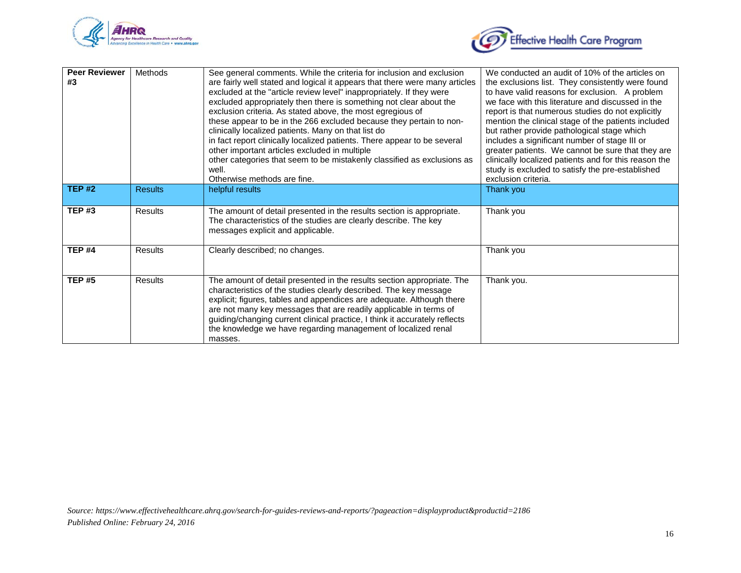| Commentator & Affiliation | Section | Comment | Response |
|---|---|---|---|
| **Peer Reviewer #3** | Methods | See general comments. While the criteria for inclusion and exclusion are fairly well stated and logical it appears that there were many articles excluded at the "article review level" inappropriately. If they were excluded appropriately then there is something not clear about the exclusion criteria. As stated above, the most egregious of these appear to be in the 266 excluded because they pertain to non-clinically localized patients. Many on that list do in fact report clinically localized patients. There appear to be several other important articles excluded in multiple other categories that seem to be mistakenly classified as exclusions as well. Otherwise methods are fine. | We conducted an audit of 10% of the articles on the exclusions list. They consistently were found to have valid reasons for exclusion. A problem we face with this literature and discussed in the report is that numerous studies do not explicitly mention the clinical stage of the patients included but rather provide pathological stage which includes a significant number of stage III or greater patients. We cannot be sure that they are clinically localized patients and for this reason the study is excluded to satisfy the pre-established exclusion criteria. |
| **TEP #2** | Results | helpful results | Thank you |
| **TEP #3** | Results | The amount of detail presented in the results section is appropriate. The characteristics of the studies are clearly describe. The key messages explicit and applicable. | Thank you |
| **TEP #4** | Results | Clearly described; no changes. | Thank you |
| **TEP #5** | Results | The amount of detail presented in the results section appropriate. The characteristics of the studies clearly described. The key message explicit; figures, tables and appendices are adequate. Although there are not many key messages that are readily applicable in terms of guiding/changing current clinical practice, I think it accurately reflects the knowledge we have regarding management of localized renal masses. | Thank you. |

*Source: https://www.effectivehealthcare.ahrq.gov/search-for-guides-reviews-and-reports/?pageaction=displayproduct&productid=2186*
*Published Online: February 24, 2016*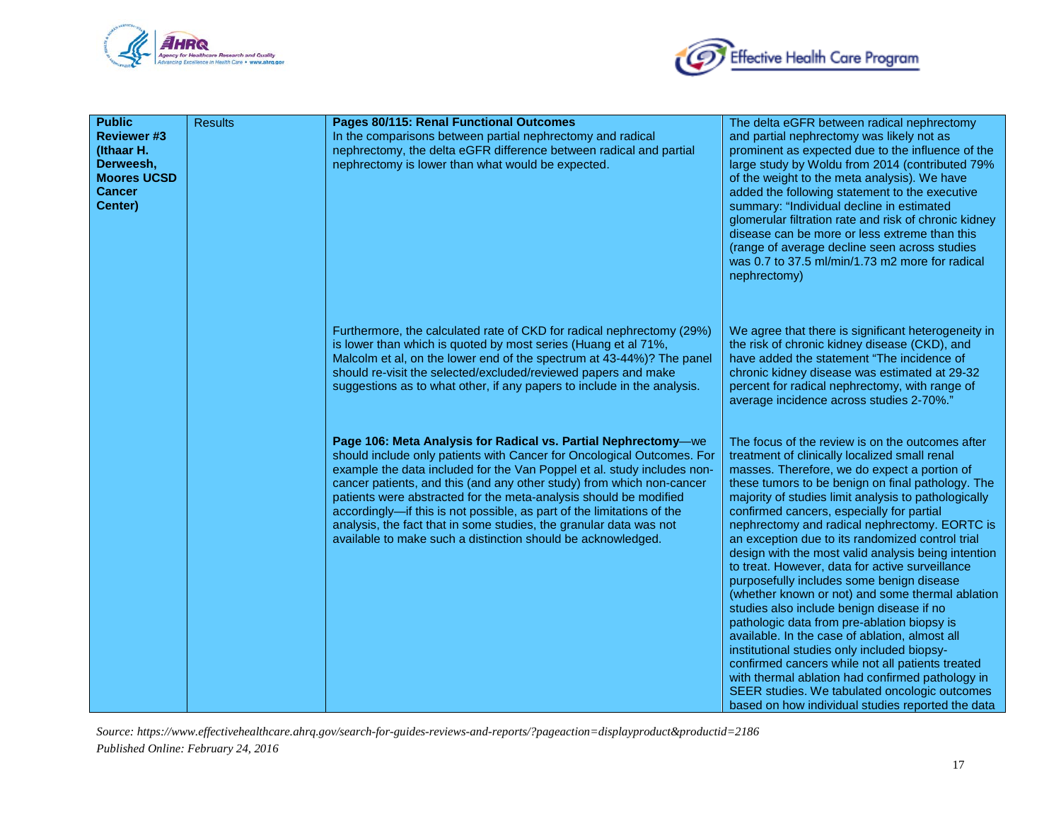| Public Reviewer #3 (Ithaar H. Derweesh, Moores UCSD Cancer Center) | Results | **Pages 80/115: Renal Functional Outcomes** In the comparisons between partial nephrectomy and radical nephrectomy, the delta eGFR difference between radical and partial nephrectomy is lower than what would be expected. | The delta eGFR between radical nephrectomy and partial nephrectomy was likely not as prominent as expected due to the influence of the large study by Woldu from 2014 (contributed 79% of the weight to the meta analysis). We have added the following statement to the executive summary: "Individual decline in estimated glomerular filtration rate and risk of chronic kidney disease can be more or less extreme than this (range of average decline seen across studies was 0.7 to 37.5 ml/min/1.73 m2 more for radical nephrectomy) |
|---|---|---|---|
| | | Furthermore, the calculated rate of CKD for radical nephrectomy (29%) is lower than which is quoted by most series (Huang et al 71%, Malcolm et al, on the lower end of the spectrum at 43-44%)? The panel should re-visit the selected/excluded/reviewed papers and make suggestions as to what other, if any papers to include in the analysis. | We agree that there is significant heterogeneity in the risk of chronic kidney disease (CKD), and have added the statement "The incidence of chronic kidney disease was estimated at 29-32 percent for radical nephrectomy, with range of average incidence across studies 2-70%." |
| | | **Page 106: Meta Analysis for Radical vs. Partial Nephrectomy**—we should include only patients with Cancer for Oncological Outcomes. For example the data included for the Van Poppel et al. study includes non-cancer patients, and this (and any other study) from which non-cancer patients were abstracted for the meta-analysis should be modified accordingly—if this is not possible, as part of the limitations of the analysis, the fact that in some studies, the granular data was not available to make such a distinction should be acknowledged. | The focus of the review is on the outcomes after treatment of clinically localized small renal masses. Therefore, we do expect a portion of these tumors to be benign on final pathology. The majority of studies limit analysis to pathologically confirmed cancers, especially for partial nephrectomy and radical nephrectomy. EORTC is an exception due to its randomized control trial design with the most valid analysis being intention to treat. However, data for active surveillance purposefully includes some benign disease (whether known or not) and some thermal ablation studies also include benign disease if no pathologic data from pre-ablation biopsy is available. In the case of ablation, almost all institutional studies only included biopsy-confirmed cancers while not all patients treated with thermal ablation had confirmed pathology in SEER studies. We tabulated oncologic outcomes based on how individual studies reported the data |

*Source: https://www.effectivehealthcare.ahrq.gov/search-for-guides-reviews-and-reports/?pageaction=displayproduct&productid=2186*
*Published Online: February 24, 2016*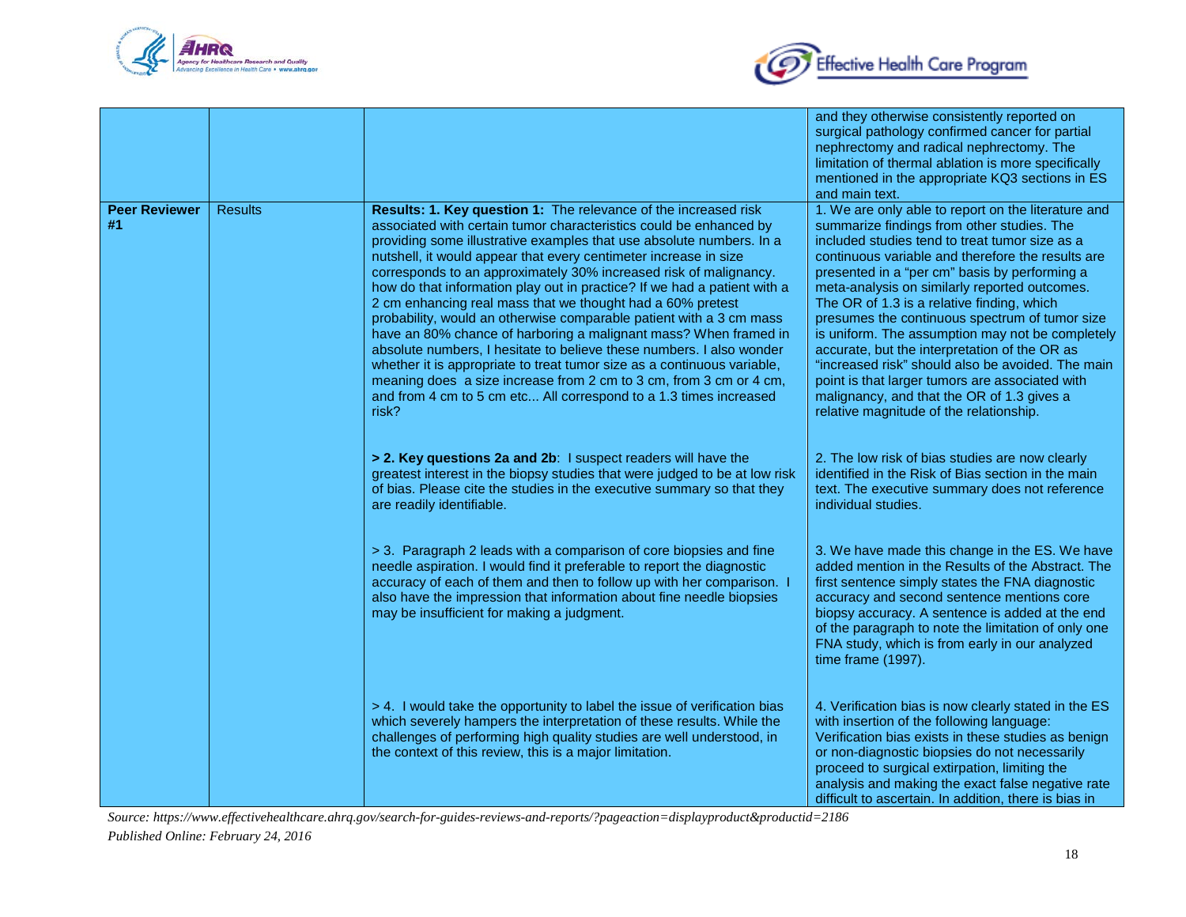| | | | |
|---|---|---|---|
| | | | and they otherwise consistently reported on surgical pathology confirmed cancer for partial nephrectomy and radical nephrectomy. The limitation of thermal ablation is more specifically mentioned in the appropriate KQ3 sections in ES and main text. |
| **Peer Reviewer #1** | Results | **Results: 1. Key question 1:** The relevance of the increased risk associated with certain tumor characteristics could be enhanced by providing some illustrative examples that use absolute numbers. In a nutshell, it would appear that every centimeter increase in size corresponds to an approximately 30% increased risk of malignancy. how do that information play out in practice? If we had a patient with a 2 cm enhancing real mass that we thought had a 60% pretest probability, would an otherwise comparable patient with a 3 cm mass have an 80% chance of harboring a malignant mass? When framed in absolute numbers, I hesitate to believe these numbers. I also wonder whether it is appropriate to treat tumor size as a continuous variable, meaning does a size increase from 2 cm to 3 cm, from 3 cm or 4 cm, and from 4 cm to 5 cm etc... All correspond to a 1.3 times increased risk? | 1. We are only able to report on the literature and summarize findings from other studies. The included studies tend to treat tumor size as a continuous variable and therefore the results are presented in a "per cm" basis by performing a meta-analysis on similarly reported outcomes. The OR of 1.3 is a relative finding, which presumes the continuous spectrum of tumor size is uniform. The assumption may not be completely accurate, but the interpretation of the OR as "increased risk" should also be avoided. The main point is that larger tumors are associated with malignancy, and that the OR of 1.3 gives a relative magnitude of the relationship. |
| | | **> 2. Key questions 2a and 2b**: I suspect readers will have the greatest interest in the biopsy studies that were judged to be at low risk of bias. Please cite the studies in the executive summary so that they are readily identifiable. | 2. The low risk of bias studies are now clearly identified in the Risk of Bias section in the main text. The executive summary does not reference individual studies. |
| | | > 3. Paragraph 2 leads with a comparison of core biopsies and fine needle aspiration. I would find it preferable to report the diagnostic accuracy of each of them and then to follow up with her comparison. I also have the impression that information about fine needle biopsies may be insufficient for making a judgment. | 3. We have made this change in the ES. We have added mention in the Results of the Abstract. The first sentence simply states the FNA diagnostic accuracy and second sentence mentions core biopsy accuracy. A sentence is added at the end of the paragraph to note the limitation of only one FNA study, which is from early in our analyzed time frame (1997). |
| | | > 4. I would take the opportunity to label the issue of verification bias which severely hampers the interpretation of these results. While the challenges of performing high quality studies are well understood, in the context of this review, this is a major limitation. | 4. Verification bias is now clearly stated in the ES with insertion of the following language: Verification bias exists in these studies as benign or non-diagnostic biopsies do not necessarily proceed to surgical extirpation, limiting the analysis and making the exact false negative rate difficult to ascertain. In addition, there is bias in |

*Source: https://www.effectivehealthcare.ahrq.gov/search-for-guides-reviews-and-reports/?pageaction=displayproduct&productid=2186*

*Published Online: February 24, 2016*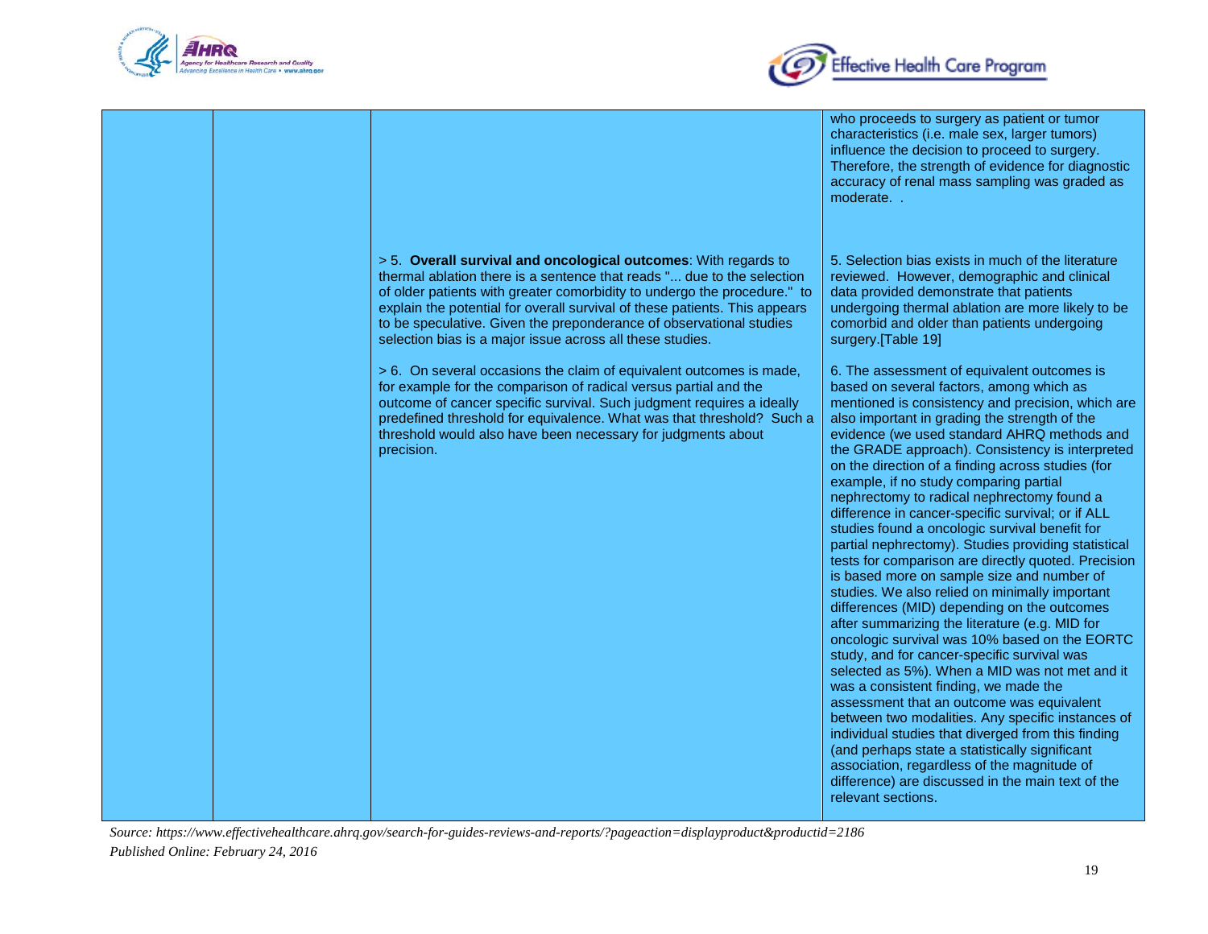| | | | |
|---|---|---|---|
| | | | who proceeds to surgery as patient or tumor characteristics (i.e. male sex, larger tumors) influence the decision to proceed to surgery. Therefore, the strength of evidence for diagnostic accuracy of renal mass sampling was graded as moderate. . |
| | | > 5. **Overall survival and oncological outcomes**: With regards to thermal ablation there is a sentence that reads "... due to the selection of older patients with greater comorbidity to undergo the procedure." to explain the potential for overall survival of these patients. This appears to be speculative. Given the preponderance of observational studies selection bias is a major issue across all these studies. | 5. Selection bias exists in much of the literature reviewed. However, demographic and clinical data provided demonstrate that patients undergoing thermal ablation are more likely to be comorbid and older than patients undergoing surgery.[Table 19] |
| | | > 6. On several occasions the claim of equivalent outcomes is made, for example for the comparison of radical versus partial and the outcome of cancer specific survival. Such judgment requires a ideally predefined threshold for equivalence. What was that threshold? Such a threshold would also have been necessary for judgments about precision. | 6. The assessment of equivalent outcomes is based on several factors, among which as mentioned is consistency and precision, which are also important in grading the strength of the evidence (we used standard AHRQ methods and the GRADE approach). Consistency is interpreted on the direction of a finding across studies (for example, if no study comparing partial nephrectomy to radical nephrectomy found a difference in cancer-specific survival; or if ALL studies found a oncologic survival benefit for partial nephrectomy). Studies providing statistical tests for comparison are directly quoted. Precision is based more on sample size and number of studies. We also relied on minimally important differences (MID) depending on the outcomes after summarizing the literature (e.g. MID for oncologic survival was 10% based on the EORTC study, and for cancer-specific survival was selected as 5%). When a MID was not met and it was a consistent finding, we made the assessment that an outcome was equivalent between two modalities. Any specific instances of individual studies that diverged from this finding (and perhaps state a statistically significant association, regardless of the magnitude of difference) are discussed in the main text of the relevant sections. |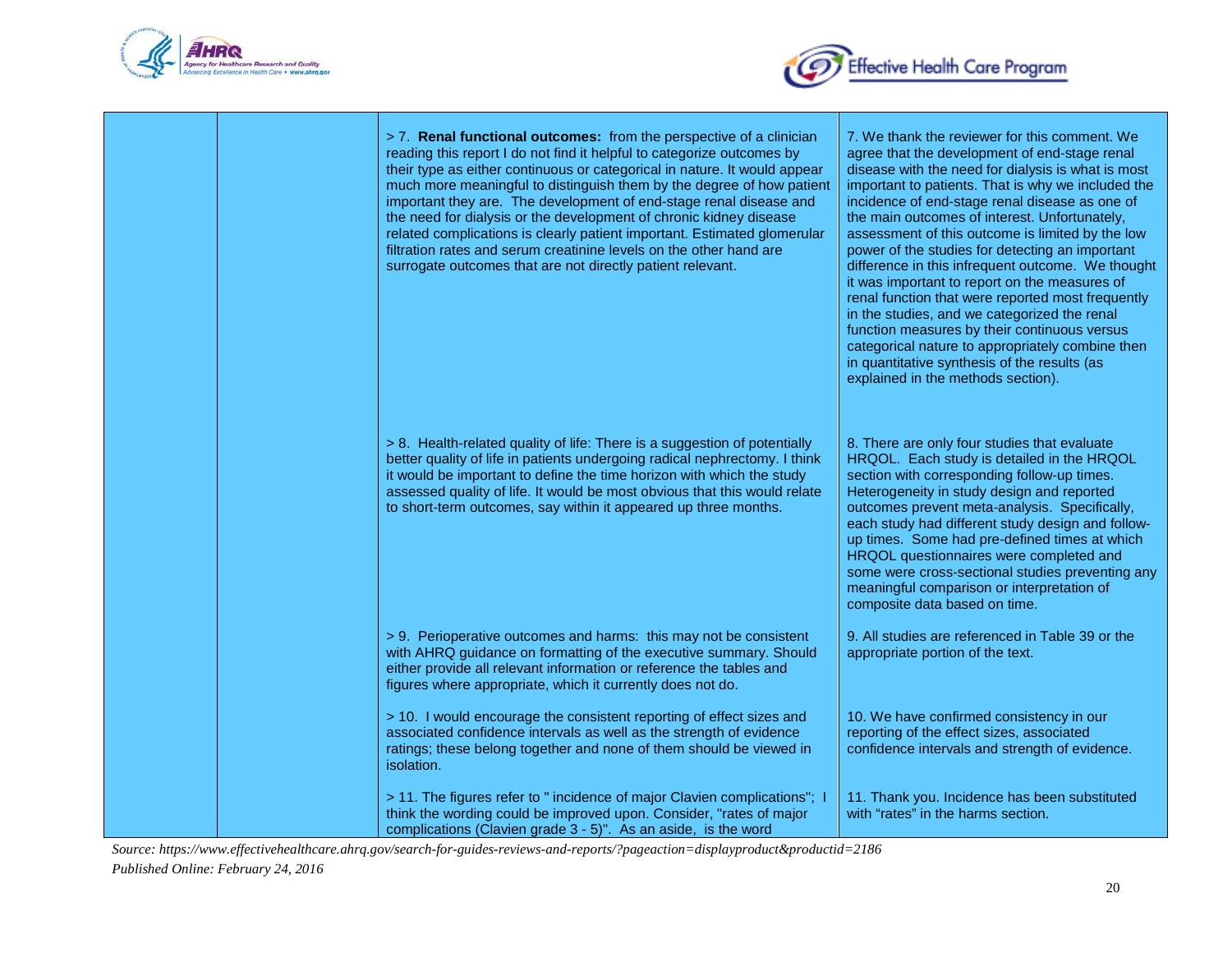|  |  |  |  |
|---|---|---|---|
|  |  | > 7. **Renal functional outcomes:** from the perspective of a clinician reading this report I do not find it helpful to categorize outcomes by their type as either continuous or categorical in nature. It would appear much more meaningful to distinguish them by the degree of how patient important they are. The development of end-stage renal disease and the need for dialysis or the development of chronic kidney disease related complications is clearly patient important. Estimated glomerular filtration rates and serum creatinine levels on the other hand are surrogate outcomes that are not directly patient relevant. | 7. We thank the reviewer for this comment. We agree that the development of end-stage renal disease with the need for dialysis is what is most important to patients. That is why we included the incidence of end-stage renal disease as one of the main outcomes of interest. Unfortunately, assessment of this outcome is limited by the low power of the studies for detecting an important difference in this infrequent outcome. We thought it was important to report on the measures of renal function that were reported most frequently in the studies, and we categorized the renal function measures by their continuous versus categorical nature to appropriately combine then in quantitative synthesis of the results (as explained in the methods section). |
|  |  | > 8. Health-related quality of life: There is a suggestion of potentially better quality of life in patients undergoing radical nephrectomy. I think it would be important to define the time horizon with which the study assessed quality of life. It would be most obvious that this would relate to short-term outcomes, say within it appeared up three months. | 8. There are only four studies that evaluate HRQOL. Each study is detailed in the HRQOL section with corresponding follow-up times. Heterogeneity in study design and reported outcomes prevent meta-analysis. Specifically, each study had different study design and follow-up times. Some had pre-defined times at which HRQOL questionnaires were completed and some were cross-sectional studies preventing any meaningful comparison or interpretation of composite data based on time. |
|  |  | > 9. Perioperative outcomes and harms: this may not be consistent with AHRQ guidance on formatting of the executive summary. Should either provide all relevant information or reference the tables and figures where appropriate, which it currently does not do. | 9. All studies are referenced in Table 39 or the appropriate portion of the text. |
|  |  | > 10. I would encourage the consistent reporting of effect sizes and associated confidence intervals as well as the strength of evidence ratings; these belong together and none of them should be viewed in isolation. | 10. We have confirmed consistency in our reporting of the effect sizes, associated confidence intervals and strength of evidence. |
|  |  | > 11. The figures refer to " incidence of major Clavien complications"; I think the wording could be improved upon. Consider, "rates of major complications (Clavien grade 3 - 5)". As an aside, is the word | 11. Thank you. Incidence has been substituted with "rates" in the harms section. |

*Source: https://www.effectivehealthcare.ahrq.gov/search-for-guides-reviews-and-reports/?pageaction=displayproduct&productid=2186*
*Published Online: February 24, 2016*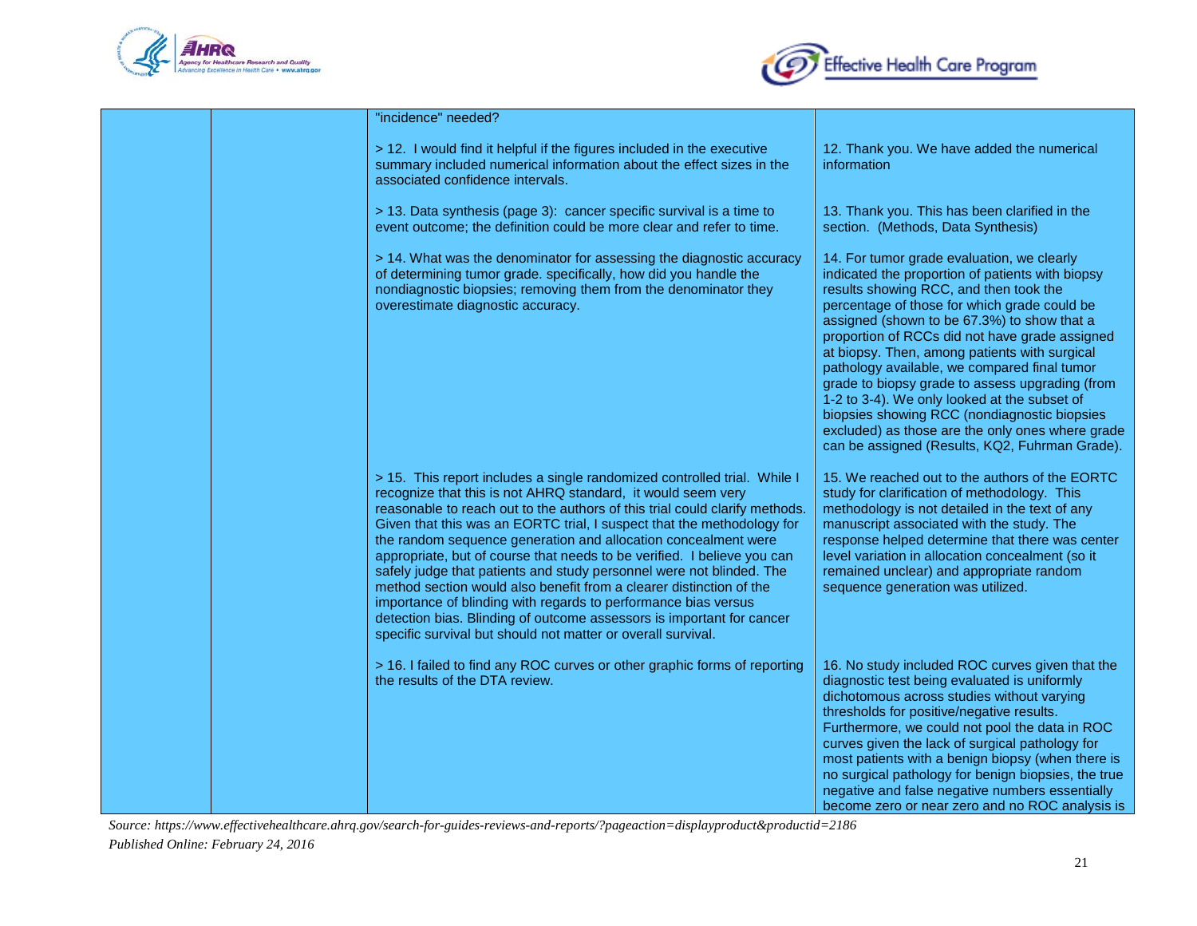| | | | |
|---|---|---|---|
| | | "incidence" needed? | |
| | | > 12. I would find it helpful if the figures included in the executive summary included numerical information about the effect sizes in the associated confidence intervals. | 12. Thank you. We have added the numerical information |
| | | > 13. Data synthesis (page 3): cancer specific survival is a time to event outcome; the definition could be more clear and refer to time. | 13. Thank you. This has been clarified in the section. (Methods, Data Synthesis) |
| | | > 14. What was the denominator for assessing the diagnostic accuracy of determining tumor grade. specifically, how did you handle the nondiagnostic biopsies; removing them from the denominator they overestimate diagnostic accuracy. | 14. For tumor grade evaluation, we clearly indicated the proportion of patients with biopsy results showing RCC, and then took the percentage of those for which grade could be assigned (shown to be 67.3%) to show that a proportion of RCCs did not have grade assigned at biopsy. Then, among patients with surgical pathology available, we compared final tumor grade to biopsy grade to assess upgrading (from 1-2 to 3-4). We only looked at the subset of biopsies showing RCC (nondiagnostic biopsies excluded) as those are the only ones where grade can be assigned (Results, KQ2, Fuhrman Grade). |
| | | > 15. This report includes a single randomized controlled trial. While I recognize that this is not AHRQ standard, it would seem very reasonable to reach out to the authors of this trial could clarify methods. Given that this was an EORTC trial, I suspect that the methodology for the random sequence generation and allocation concealment were appropriate, but of course that needs to be verified. I believe you can safely judge that patients and study personnel were not blinded. The method section would also benefit from a clearer distinction of the importance of blinding with regards to performance bias versus detection bias. Blinding of outcome assessors is important for cancer specific survival but should not matter or overall survival. | 15. We reached out to the authors of the EORTC study for clarification of methodology. This methodology is not detailed in the text of any manuscript associated with the study. The response helped determine that there was center level variation in allocation concealment (so it remained unclear) and appropriate random sequence generation was utilized. |
| | | > 16. I failed to find any ROC curves or other graphic forms of reporting the results of the DTA review. | 16. No study included ROC curves given that the diagnostic test being evaluated is uniformly dichotomous across studies without varying thresholds for positive/negative results. Furthermore, we could not pool the data in ROC curves given the lack of surgical pathology for most patients with a benign biopsy (when there is no surgical pathology for benign biopsies, the true negative and false negative numbers essentially become zero or near zero and no ROC analysis is |

*Source: https://www.effectivehealthcare.ahrq.gov/search-for-guides-reviews-and-reports/?pageaction=displayproduct&productid=2186*
*Published Online: February 24, 2016*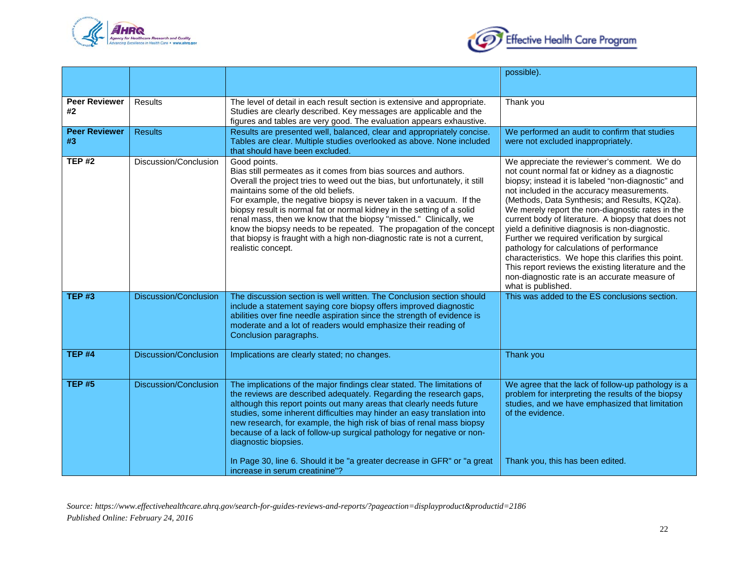| | | | |
|---|---|---|---|
| | | | possible). |
| **Peer Reviewer #2** | Results | The level of detail in each result section is extensive and appropriate. Studies are clearly described. Key messages are applicable and the figures and tables are very good. The evaluation appears exhaustive. | Thank you |
| **Peer Reviewer #3** | Results | Results are presented well, balanced, clear and appropriately concise. Tables are clear. Multiple studies overlooked as above. None included that should have been excluded. | We performed an audit to confirm that studies were not excluded inappropriately. |
| **TEP #2** | Discussion/Conclusion | Good points.<br>Bias still permeates as it comes from bias sources and authors. Overall the project tries to weed out the bias, but unfortunately, it still maintains some of the old beliefs.<br>For example, the negative biopsy is never taken in a vacuum. If the biopsy result is normal fat or normal kidney in the setting of a solid renal mass, then we know that the biopsy "missed." Clinically, we know the biopsy needs to be repeated. The propagation of the concept that biopsy is fraught with a high non-diagnostic rate is not a current, realistic concept. | We appreciate the reviewer's comment. We do not count normal fat or kidney as a diagnostic biopsy; instead it is labeled "non-diagnostic" and not included in the accuracy measurements. (Methods, Data Synthesis; and Results, KQ2a). We merely report the non-diagnostic rates in the current body of literature. A biopsy that does not yield a definitive diagnosis is non-diagnostic. Further we required verification by surgical pathology for calculations of performance characteristics. We hope this clarifies this point. This report reviews the existing literature and the non-diagnostic rate is an accurate measure of what is published. |
| **TEP #3** | Discussion/Conclusion | The discussion section is well written. The Conclusion section should include a statement saying core biopsy offers improved diagnostic abilities over fine needle aspiration since the strength of evidence is moderate and a lot of readers would emphasize their reading of Conclusion paragraphs. | This was added to the ES conclusions section. |
| **TEP #4** | Discussion/Conclusion | Implications are clearly stated; no changes. | Thank you |
| **TEP #5** | Discussion/Conclusion | The implications of the major findings clear stated. The limitations of the reviews are described adequately. Regarding the research gaps, although this report points out many areas that clearly needs future studies, some inherent difficulties may hinder an easy translation into new research, for example, the high risk of bias of renal mass biopsy because of a lack of follow-up surgical pathology for negative or non-diagnostic biopsies.<br><br>In Page 30, line 6. Should it be "a greater decrease in GFR" or "a great increase in serum creatinine"? | We agree that the lack of follow-up pathology is a problem for interpreting the results of the biopsy studies, and we have emphasized that limitation of the evidence.<br><br>Thank you, this has been edited. |

*Source: https://www.effectivehealthcare.ahrq.gov/search-for-guides-reviews-and-reports/?pageaction=displayproduct&productid=2186*
*Published Online: February 24, 2016*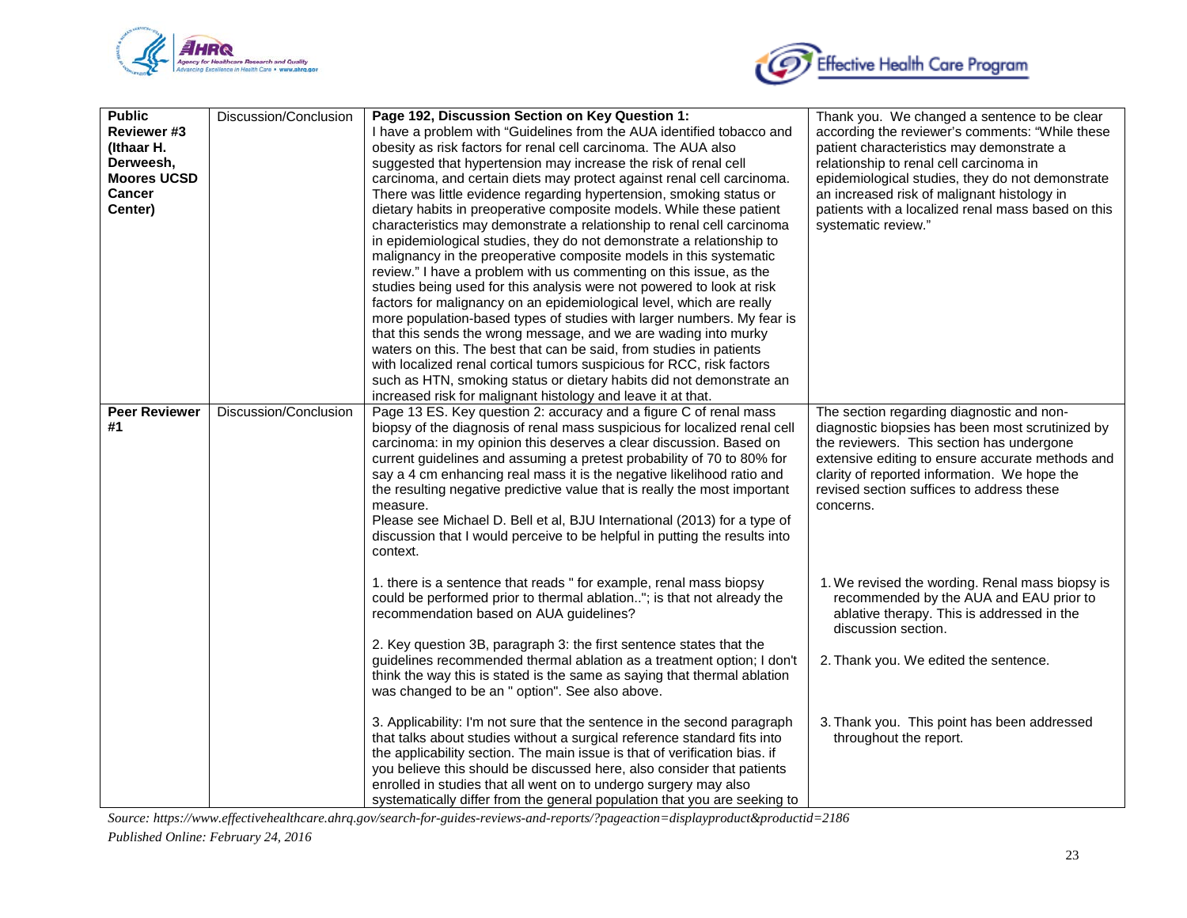| | | | |
|---|---|---|---|
| **Public Reviewer #3 (Ithaar H. Derweesh, Moores UCSD Cancer Center)** | Discussion/Conclusion | **Page 192, Discussion Section on Key Question 1:**<br>I have a problem with "Guidelines from the AUA identified tobacco and obesity as risk factors for renal cell carcinoma. The AUA also suggested that hypertension may increase the risk of renal cell carcinoma, and certain diets may protect against renal cell carcinoma. There was little evidence regarding hypertension, smoking status or dietary habits in preoperative composite models. While these patient characteristics may demonstrate a relationship to renal cell carcinoma in epidemiological studies, they do not demonstrate a relationship to malignancy in the preoperative composite models in this systematic review." I have a problem with us commenting on this issue, as the studies being used for this analysis were not powered to look at risk factors for malignancy on an epidemiological level, which are really more population-based types of studies with larger numbers. My fear is that this sends the wrong message, and we are wading into murky waters on this. The best that can be said, from studies in patients with localized renal cortical tumors suspicious for RCC, risk factors such as HTN, smoking status or dietary habits did not demonstrate an increased risk for malignant histology and leave it at that. | Thank you. We changed a sentence to be clear according the reviewer's comments: "While these patient characteristics may demonstrate a relationship to renal cell carcinoma in epidemiological studies, they do not demonstrate an increased risk of malignant histology in patients with a localized renal mass based on this systematic review." |
| **Peer Reviewer #1** | Discussion/Conclusion | Page 13 ES. Key question 2: accuracy and a figure C of renal mass biopsy of the diagnosis of renal mass suspicious for localized renal cell carcinoma: in my opinion this deserves a clear discussion. Based on current guidelines and assuming a pretest probability of 70 to 80% for say a 4 cm enhancing real mass it is the negative likelihood ratio and the resulting negative predictive value that is really the most important measure.<br>Please see Michael D. Bell et al, BJU International (2013) for a type of discussion that I would perceive to be helpful in putting the results into context.<br><br>1. there is a sentence that reads " for example, renal mass biopsy could be performed prior to thermal ablation.."; is that not already the recommendation based on AUA guidelines?<br><br>2. Key question 3B, paragraph 3: the first sentence states that the guidelines recommended thermal ablation as a treatment option; I don't think the way this is stated is the same as saying that thermal ablation was changed to be an " option". See also above.<br><br>3. Applicability: I'm not sure that the sentence in the second paragraph that talks about studies without a surgical reference standard fits into the applicability section. The main issue is that of verification bias. if you believe this should be discussed here, also consider that patients enrolled in studies that all went on to undergo surgery may also systematically differ from the general population that you are seeking to | The section regarding diagnostic and non-diagnostic biopsies has been most scrutinized by the reviewers. This section has undergone extensive editing to ensure accurate methods and clarity of reported information. We hope the revised section suffices to address these concerns.<br><br>1. We revised the wording. Renal mass biopsy is recommended by the AUA and EAU prior to ablative therapy. This is addressed in the discussion section.<br><br>2. Thank you. We edited the sentence.<br><br>3. Thank you. This point has been addressed throughout the report. |

*Source: https://www.effectivehealthcare.ahrq.gov/search-for-guides-reviews-and-reports/?pageaction=displayproduct&productid=2186*

*Published Online: February 24, 2016*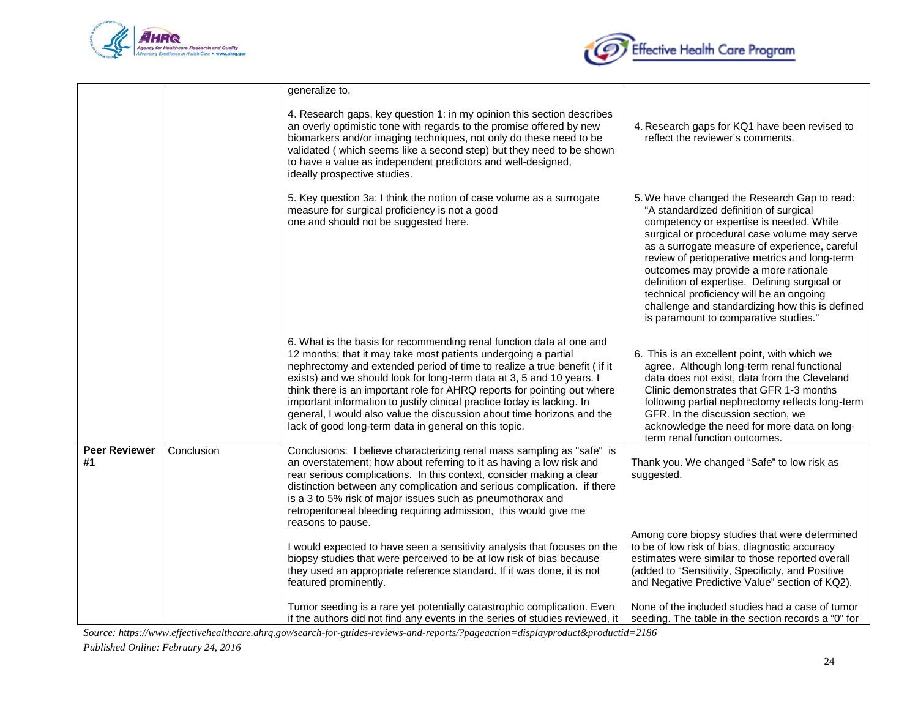| | | | |
|---|---|---|---|
| | | generalize to.<br><br>4. Research gaps, key question 1: in my opinion this section describes an overly optimistic tone with regards to the promise offered by new biomarkers and/or imaging techniques, not only do these need to be validated ( which seems like a second step) but they need to be shown to have a value as independent predictors and well-designed, ideally prospective studies. | 4. Research gaps for KQ1 have been revised to reflect the reviewer's comments. |
| | | 5. Key question 3a: I think the notion of case volume as a surrogate measure for surgical proficiency is not a good one and should not be suggested here. | 5. We have changed the Research Gap to read: "A standardized definition of surgical competency or expertise is needed. While surgical or procedural case volume may serve as a surrogate measure of experience, careful review of perioperative metrics and long-term outcomes may provide a more rationale definition of expertise. Defining surgical or technical proficiency will be an ongoing challenge and standardizing how this is defined is paramount to comparative studies." |
| | | 6. What is the basis for recommending renal function data at one and 12 months; that it may take most patients undergoing a partial nephrectomy and extended period of time to realize a true benefit ( if it exists) and we should look for long-term data at 3, 5 and 10 years. I think there is an important role for AHRQ reports for pointing out where important information to justify clinical practice today is lacking. In general, I would also value the discussion about time horizons and the lack of good long-term data in general on this topic. | 6. This is an excellent point, with which we agree. Although long-term renal functional data does not exist, data from the Cleveland Clinic demonstrates that GFR 1-3 months following partial nephrectomy reflects long-term GFR. In the discussion section, we acknowledge the need for more data on long-term renal function outcomes. |
| **Peer Reviewer #1** | Conclusion | Conclusions: I believe characterizing renal mass sampling as "safe" is an overstatement; how about referring to it as having a low risk and rear serious complications. In this context, consider making a clear distinction between any complication and serious complication. if there is a 3 to 5% risk of major issues such as pneumothorax and retroperitoneal bleeding requiring admission, this would give me reasons to pause. | Thank you. We changed "Safe" to low risk as suggested. |
| | | I would expected to have seen a sensitivity analysis that focuses on the biopsy studies that were perceived to be at low risk of bias because they used an appropriate reference standard. If it was done, it is not featured prominently. | Among core biopsy studies that were determined to be of low risk of bias, diagnostic accuracy estimates were similar to those reported overall (added to "Sensitivity, Specificity, and Positive and Negative Predictive Value" section of KQ2). |
| | | Tumor seeding is a rare yet potentially catastrophic complication. Even if the authors did not find any events in the series of studies reviewed, it | None of the included studies had a case of tumor seeding. The table in the section records a "0" for |

*Source: https://www.effectivehealthcare.ahrq.gov/search-for-guides-reviews-and-reports/?pageaction=displayproduct&productid=2186*

*Published Online: February 24, 2016*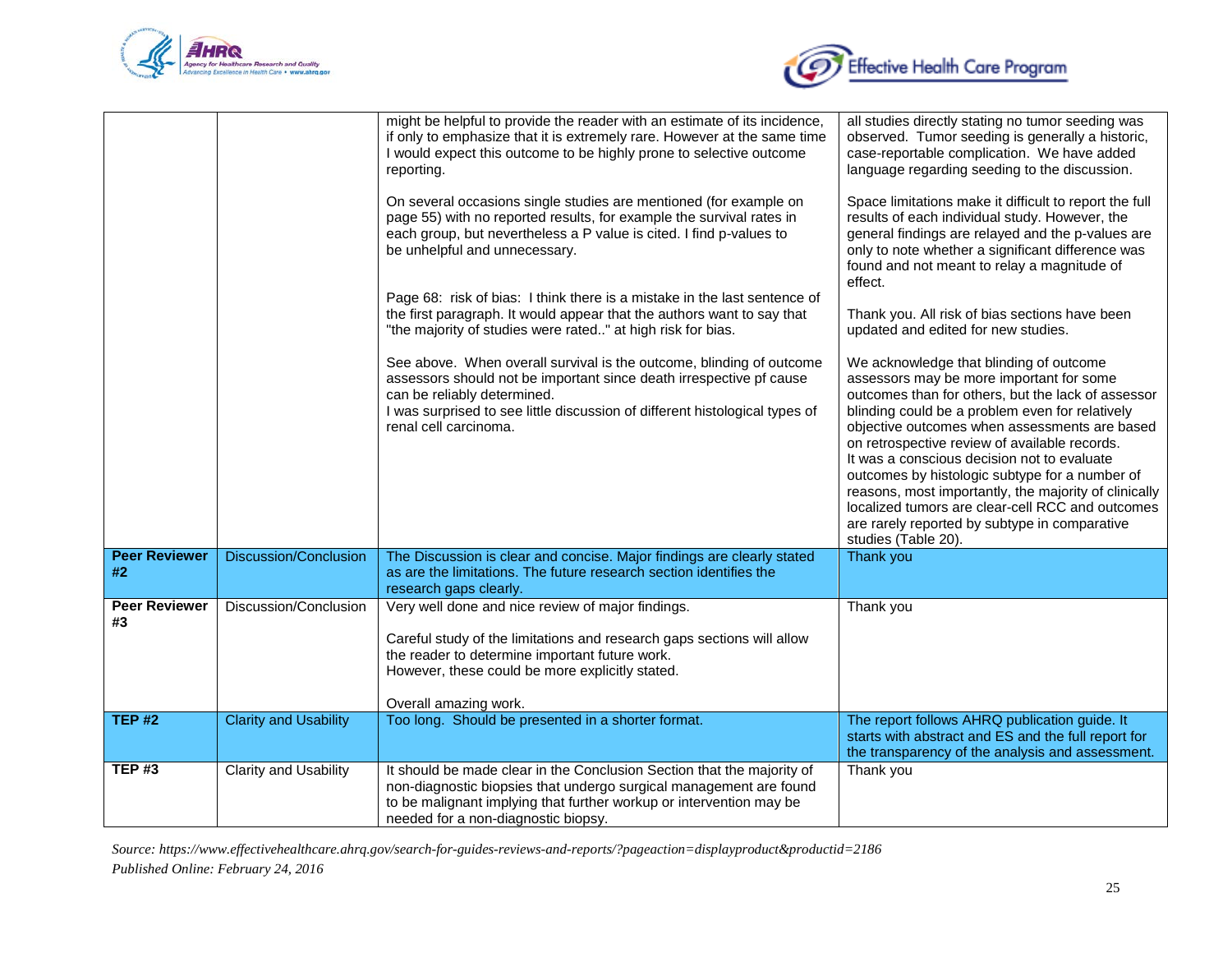| | | | |
|---|---|---|---|
| | | might be helpful to provide the reader with an estimate of its incidence, if only to emphasize that it is extremely rare. However at the same time I would expect this outcome to be highly prone to selective outcome reporting.<br><br>On several occasions single studies are mentioned (for example on page 55) with no reported results, for example the survival rates in each group, but nevertheless a P value is cited. I find p-values to be unhelpful and unnecessary.<br><br>Page 68: risk of bias: I think there is a mistake in the last sentence of the first paragraph. It would appear that the authors want to say that "the majority of studies were rated.." at high risk for bias.<br><br>See above. When overall survival is the outcome, blinding of outcome assessors should not be important since death irrespective pf cause can be reliably determined.<br>I was surprised to see little discussion of different histological types of renal cell carcinoma. | all studies directly stating no tumor seeding was observed. Tumor seeding is generally a historic, case-reportable complication. We have added language regarding seeding to the discussion.<br><br>Space limitations make it difficult to report the full results of each individual study. However, the general findings are relayed and the p-values are only to note whether a significant difference was found and not meant to relay a magnitude of effect.<br><br>Thank you. All risk of bias sections have been updated and edited for new studies.<br><br>We acknowledge that blinding of outcome assessors may be more important for some outcomes than for others, but the lack of assessor blinding could be a problem even for relatively objective outcomes when assessments are based on retrospective review of available records.<br>It was a conscious decision not to evaluate outcomes by histologic subtype for a number of reasons, most importantly, the majority of clinically localized tumors are clear-cell RCC and outcomes are rarely reported by subtype in comparative studies (Table 20). |
| **Peer Reviewer #2** | Discussion/Conclusion | The Discussion is clear and concise. Major findings are clearly stated as are the limitations. The future research section identifies the research gaps clearly. | Thank you |
| **Peer Reviewer #3** | Discussion/Conclusion | Very well done and nice review of major findings.<br><br>Careful study of the limitations and research gaps sections will allow the reader to determine important future work.<br>However, these could be more explicitly stated.<br><br>Overall amazing work. | Thank you |
| **TEP #2** | Clarity and Usability | Too long. Should be presented in a shorter format. | The report follows AHRQ publication guide. It starts with abstract and ES and the full report for the transparency of the analysis and assessment. |
| **TEP #3** | Clarity and Usability | It should be made clear in the Conclusion Section that the majority of non-diagnostic biopsies that undergo surgical management are found to be malignant implying that further workup or intervention may be needed for a non-diagnostic biopsy. | Thank you |

*Source: https://www.effectivehealthcare.ahrq.gov/search-for-guides-reviews-and-reports/?pageaction=displayproduct&productid=2186*
*Published Online: February 24, 2016*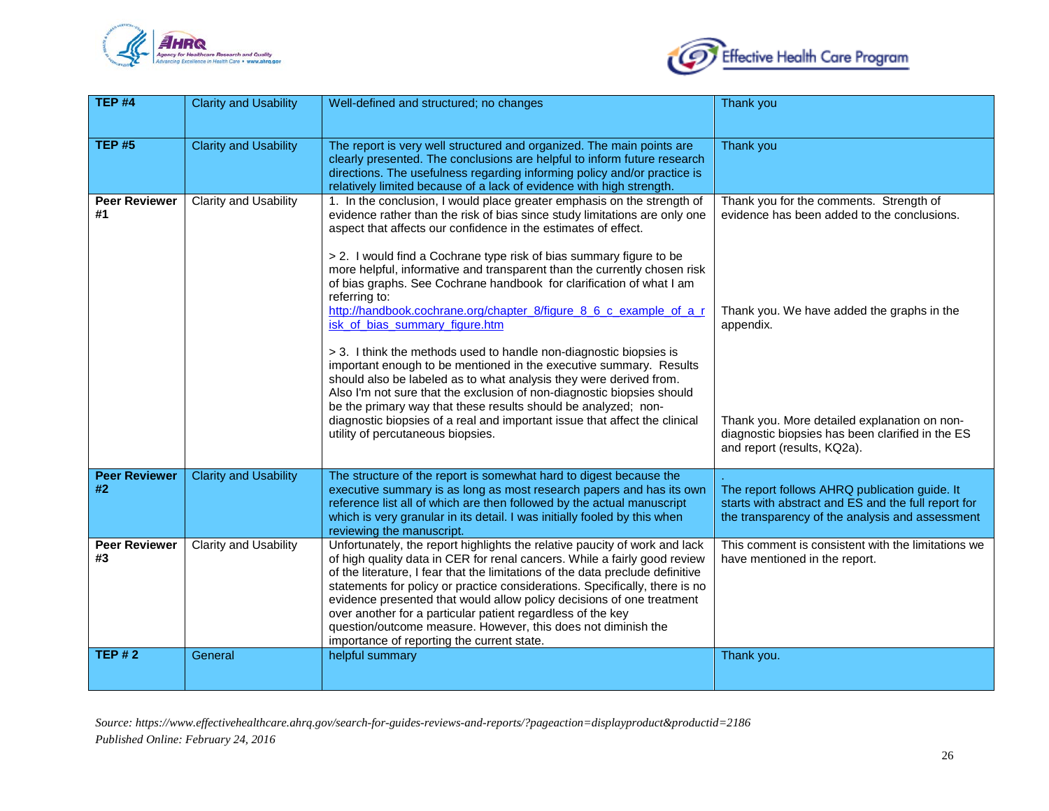| TEP #4 | Clarity and Usability | Well-defined and structured; no changes | Thank you |
|---|---|---|---|
| TEP #5 | Clarity and Usability | The report is very well structured and organized. The main points are clearly presented. The conclusions are helpful to inform future research directions. The usefulness regarding informing policy and/or practice is relatively limited because of a lack of evidence with high strength. | Thank you |
| Peer Reviewer #1 | Clarity and Usability | 1. In the conclusion, I would place greater emphasis on the strength of evidence rather than the risk of bias since study limitations are only one aspect that affects our confidence in the estimates of effect.<br><br>> 2. I would find a Cochrane type risk of bias summary figure to be more helpful, informative and transparent than the currently chosen risk of bias graphs. See Cochrane handbook for clarification of what I am referring to: http://handbook.cochrane.org/chapter_8/figure_8_6_c_example_of_a_risk_of_bias_summary_figure.htm<br><br>> 3. I think the methods used to handle non-diagnostic biopsies is important enough to be mentioned in the executive summary. Results should also be labeled as to what analysis they were derived from. Also I'm not sure that the exclusion of non-diagnostic biopsies should be the primary way that these results should be analyzed; non-diagnostic biopsies of a real and important issue that affect the clinical utility of percutaneous biopsies. | Thank you for the comments. Strength of evidence has been added to the conclusions.<br><br>Thank you. We have added the graphs in the appendix.<br><br>Thank you. More detailed explanation on non-diagnostic biopsies has been clarified in the ES and report (results, KQ2a). |
| Peer Reviewer #2 | Clarity and Usability | The structure of the report is somewhat hard to digest because the executive summary is as long as most research papers and has its own reference list all of which are then followed by the actual manuscript which is very granular in its detail. I was initially fooled by this when reviewing the manuscript. | .<br>The report follows AHRQ publication guide. It starts with abstract and ES and the full report for the transparency of the analysis and assessment |
| Peer Reviewer #3 | Clarity and Usability | Unfortunately, the report highlights the relative paucity of work and lack of high quality data in CER for renal cancers. While a fairly good review of the literature, I fear that the limitations of the data preclude definitive statements for policy or practice considerations. Specifically, there is no evidence presented that would allow policy decisions of one treatment over another for a particular patient regardless of the key question/outcome measure. However, this does not diminish the importance of reporting the current state. | This comment is consistent with the limitations we have mentioned in the report. |
| TEP # 2 | General | helpful summary | Thank you. |

*Source: https://www.effectivehealthcare.ahrq.gov/search-for-guides-reviews-and-reports/?pageaction=displayproduct&productid=2186*
*Published Online: February 24, 2016*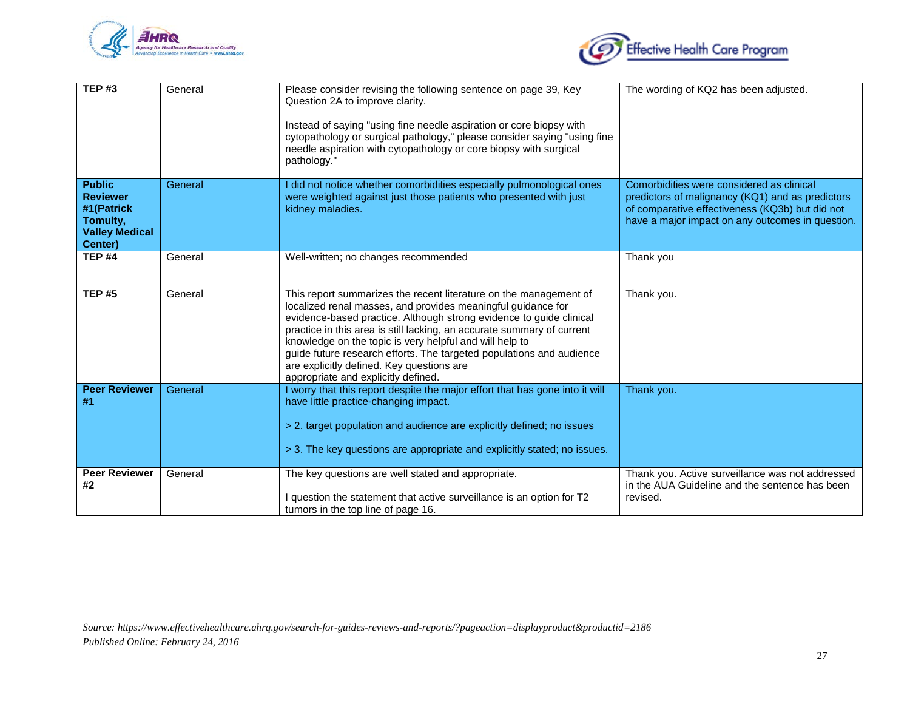| | | | |
|---|---|---|---|
| **TEP #3** | General | Please consider revising the following sentence on page 39, Key Question 2A to improve clarity.<br><br>Instead of saying "using fine needle aspiration or core biopsy with cytopathology or surgical pathology," please consider saying "using fine needle aspiration with cytopathology or core biopsy with surgical pathology." | The wording of KQ2 has been adjusted. |
| **Public Reviewer #1(Patrick Tomulty, Valley Medical Center)** | General | I did not notice whether comorbidities especially pulmonological ones were weighted against just those patients who presented with just kidney maladies. | Comorbidities were considered as clinical predictors of malignancy (KQ1) and as predictors of comparative effectiveness (KQ3b) but did not have a major impact on any outcomes in question. |
| **TEP #4** | General | Well-written; no changes recommended | Thank you |
| **TEP #5** | General | This report summarizes the recent literature on the management of localized renal masses, and provides meaningful guidance for evidence-based practice. Although strong evidence to guide clinical practice in this area is still lacking, an accurate summary of current knowledge on the topic is very helpful and will help to guide future research efforts. The targeted populations and audience are explicitly defined. Key questions are appropriate and explicitly defined. | Thank you. |
| **Peer Reviewer #1** | General | I worry that this report despite the major effort that has gone into it will have little practice-changing impact.<br><br>> 2. target population and audience are explicitly defined; no issues<br><br>> 3. The key questions are appropriate and explicitly stated; no issues. | Thank you. |
| **Peer Reviewer #2** | General | The key questions are well stated and appropriate.<br><br>I question the statement that active surveillance is an option for T2 tumors in the top line of page 16. | Thank you. Active surveillance was not addressed in the AUA Guideline and the sentence has been revised. |

*Source: https://www.effectivehealthcare.ahrq.gov/search-for-guides-reviews-and-reports/?pageaction=displayproduct&productid=2186*
*Published Online: February 24, 2016*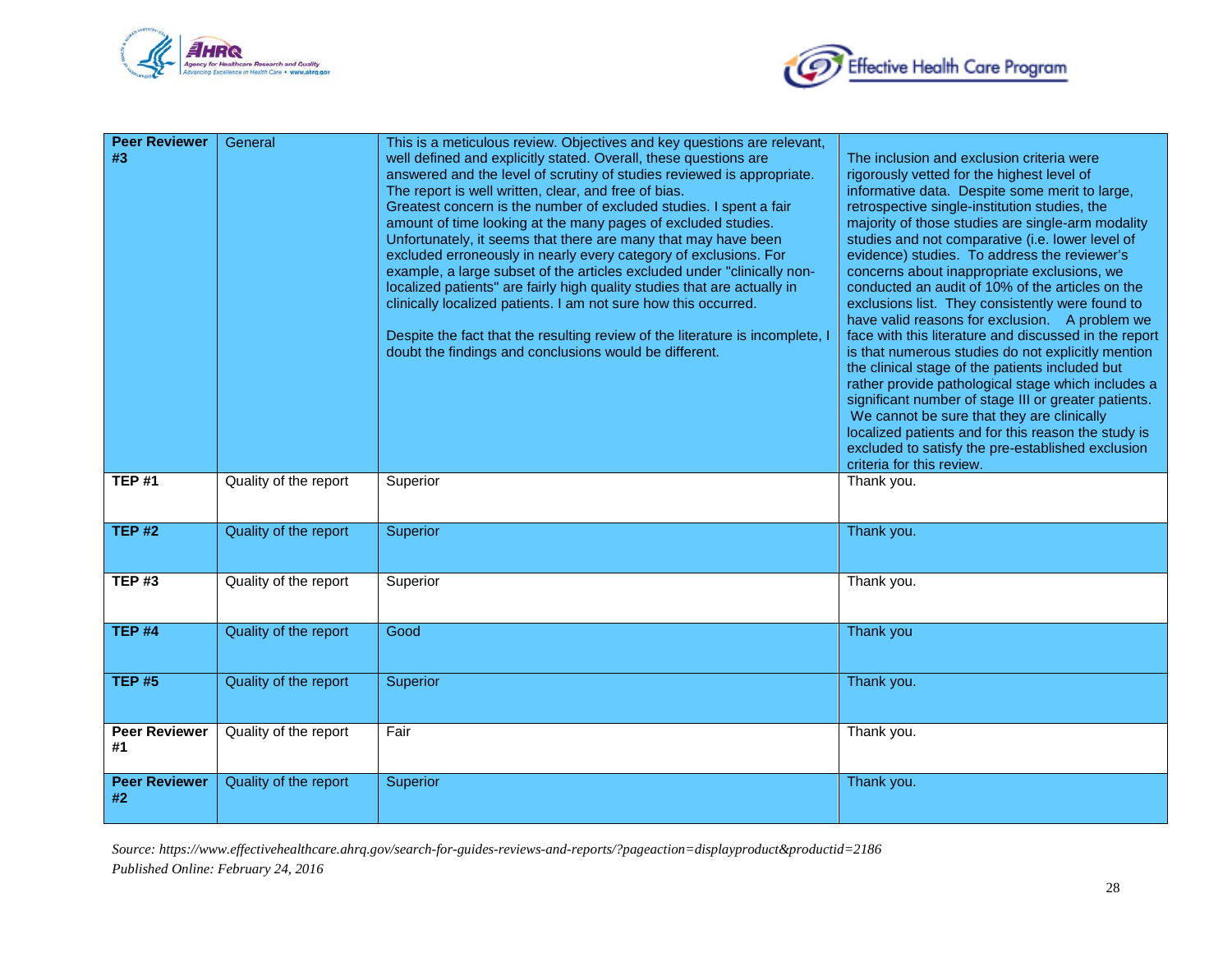| | | | |
|---|---|---|---|
| **Peer Reviewer #3** | General | This is a meticulous review. Objectives and key questions are relevant, well defined and explicitly stated. Overall, these questions are answered and the level of scrutiny of studies reviewed is appropriate. The report is well written, clear, and free of bias. Greatest concern is the number of excluded studies. I spent a fair amount of time looking at the many pages of excluded studies. Unfortunately, it seems that there are many that may have been excluded erroneously in nearly every category of exclusions. For example, a large subset of the articles excluded under "clinically non-localized patients" are fairly high quality studies that are actually in clinically localized patients. I am not sure how this occurred.<br><br>Despite the fact that the resulting review of the literature is incomplete, I doubt the findings and conclusions would be different. | The inclusion and exclusion criteria were rigorously vetted for the highest level of informative data. Despite some merit to large, retrospective single-institution studies, the majority of those studies are single-arm modality studies and not comparative (i.e. lower level of evidence) studies. To address the reviewer's concerns about inappropriate exclusions, we conducted an audit of 10% of the articles on the exclusions list. They consistently were found to have valid reasons for exclusion. A problem we face with this literature and discussed in the report is that numerous studies do not explicitly mention the clinical stage of the patients included but rather provide pathological stage which includes a significant number of stage III or greater patients. We cannot be sure that they are clinically localized patients and for this reason the study is excluded to satisfy the pre-established exclusion criteria for this review. |
| **TEP #1** | Quality of the report | Superior | Thank you. |
| **TEP #2** | Quality of the report | Superior | Thank you. |
| **TEP #3** | Quality of the report | Superior | Thank you. |
| **TEP #4** | Quality of the report | Good | Thank you |
| **TEP #5** | Quality of the report | Superior | Thank you. |
| **Peer Reviewer #1** | Quality of the report | Fair | Thank you. |
| **Peer Reviewer #2** | Quality of the report | Superior | Thank you. |

*Source: https://www.effectivehealthcare.ahrq.gov/search-for-guides-reviews-and-reports/?pageaction=displayproduct&productid=2186*
*Published Online: February 24, 2016*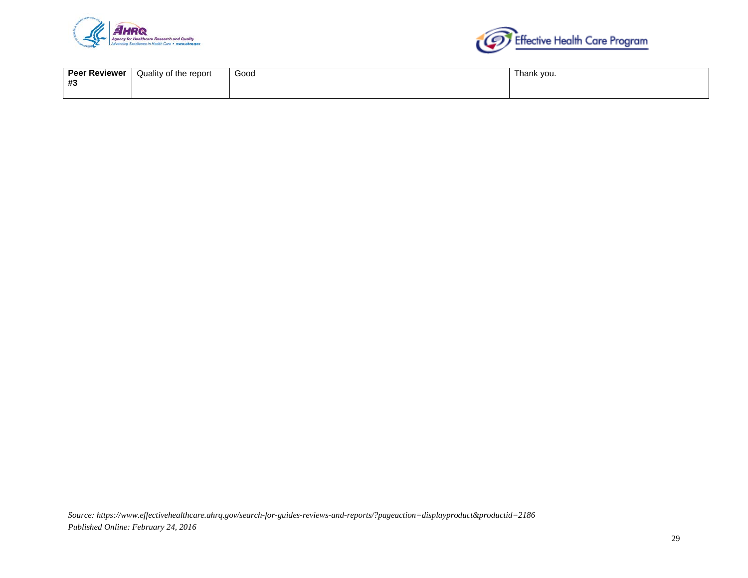| | | | |
|---|---|---|---|
| **Peer Reviewer #3** | Quality of the report | Good | Thank you. |

*Source: https://www.effectivehealthcare.ahrq.gov/search-for-guides-reviews-and-reports/?pageaction=displayproduct&productid=2186*
*Published Online: February 24, 2016*